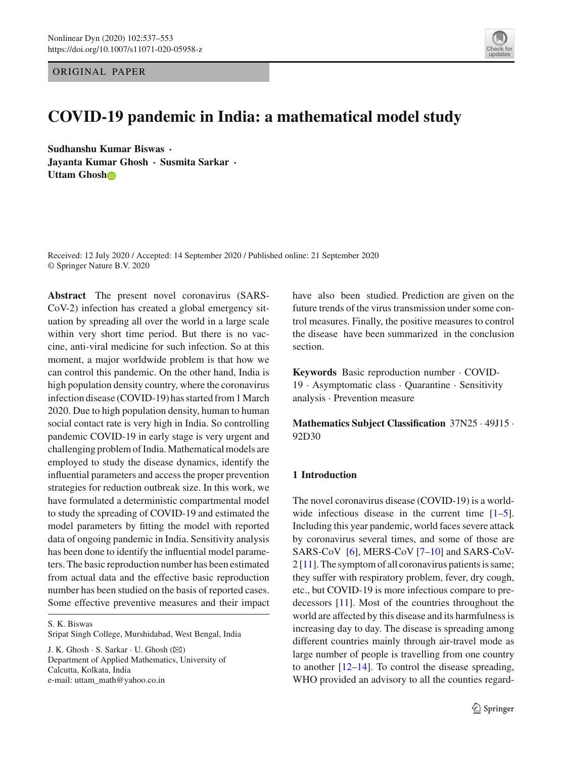ORIGINAL PAPER

# COVID-19 pandemic in India: a mathematical model study

**Sudhanshu Kumar Biswas · Jayanta Kumar Ghosh · Susmita Sarkar · Uttam Ghosh**

Received: 12 July 2020 / Accepted: 14 September 2020 / Published online: 21 September 2020
© Springer Nature B.V. 2020

**Abstract** The present novel coronavirus (SARS-CoV-2) infection has created a global emergency situation by spreading all over the world in a large scale within very short time period. But there is no vaccine, anti-viral medicine for such infection. So at this moment, a major worldwide problem is that how we can control this pandemic. On the other hand, India is high population density country, where the coronavirus infection disease (COVID-19) has started from 1 March 2020. Due to high population density, human to human social contact rate is very high in India. So controlling pandemic COVID-19 in early stage is very urgent and challenging problem of India. Mathematical models are employed to study the disease dynamics, identify the influential parameters and access the proper prevention strategies for reduction outbreak size. In this work, we have formulated a deterministic compartmental model to study the spreading of COVID-19 and estimated the model parameters by fitting the model with reported data of ongoing pandemic in India. Sensitivity analysis has been done to identify the influential model parameters. The basic reproduction number has been estimated from actual data and the effective basic reproduction number has been studied on the basis of reported cases. Some effective preventive measures and their impact have also been studied. Prediction are given on the future trends of the virus transmission under some control measures. Finally, the positive measures to control the disease have been summarized in the conclusion section.

**Keywords** Basic reproduction number · COVID-19 · Asymptomatic class · Quarantine · Sensitivity analysis · Prevention measure

**Mathematics Subject Classification** 37N25 · 49J15 · 92D30

S. K. Biswas
Sripat Singh College, Murshidabad, West Bengal, India

J. K. Ghosh · S. Sarkar · U. Ghosh (✉)
Department of Applied Mathematics, University of Calcutta, Kolkata, India
e-mail: uttam_math@yahoo.co.in

## 1 Introduction

The novel coronavirus disease (COVID-19) is a worldwide infectious disease in the current time [1–5]. Including this year pandemic, world faces severe attack by coronavirus several times, and some of those are SARS-CoV [6], MERS-CoV [7–10] and SARS-CoV-2 [11]. The symptom of all coronavirus patients is same; they suffer with respiratory problem, fever, dry cough, etc., but COVID-19 is more infectious compare to predecessors [11]. Most of the countries throughout the world are affected by this disease and its harmfulness is increasing day to day. The disease is spreading among different countries mainly through air-travel mode as large number of people is travelling from one country to another [12–14]. To control the disease spreading, WHO provided an advisory to all the counties regard-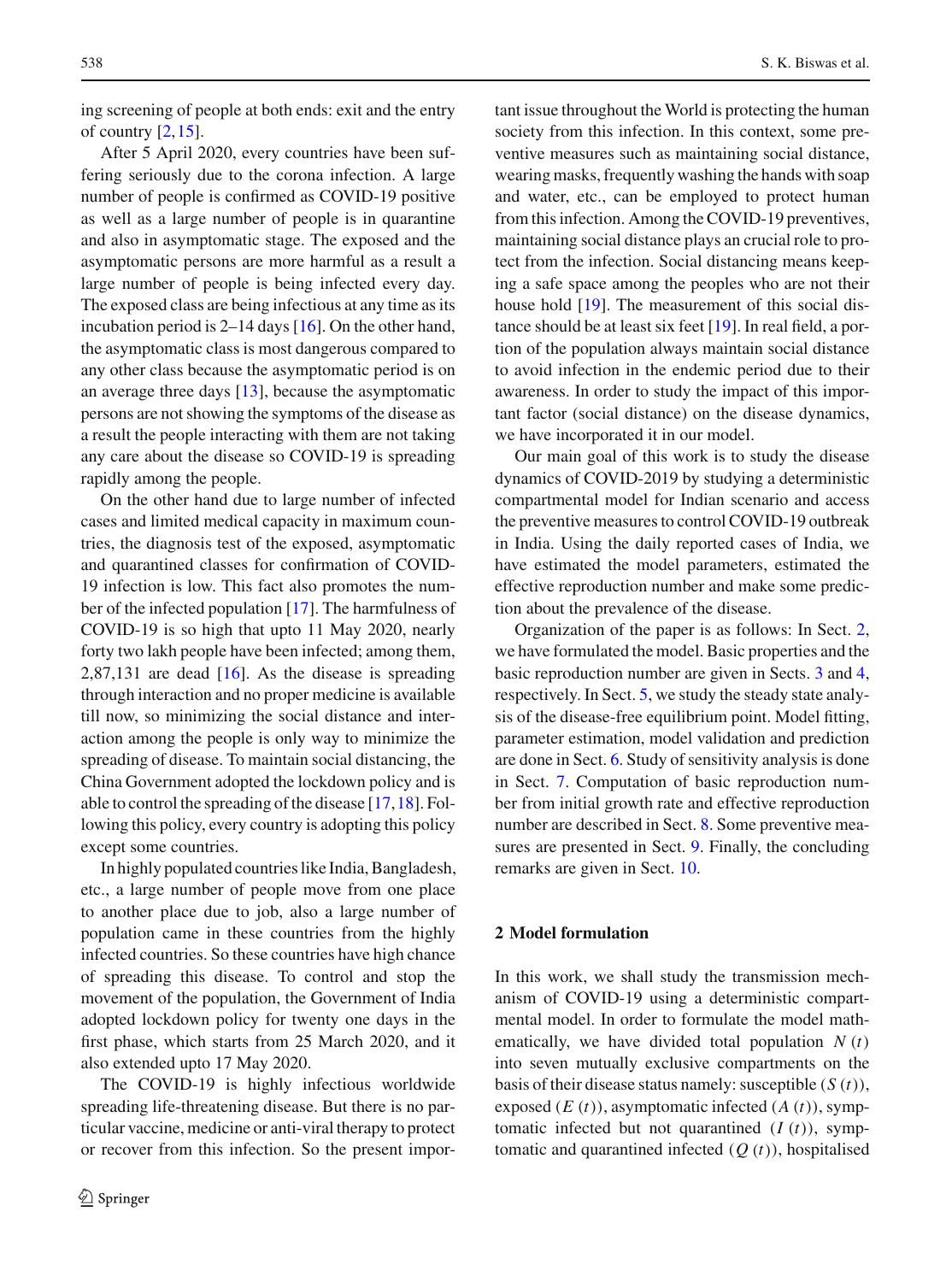ing screening of people at both ends: exit and the entry of country [2,15].

After 5 April 2020, every countries have been suffering seriously due to the corona infection. A large number of people is confirmed as COVID-19 positive as well as a large number of people is in quarantine and also in asymptomatic stage. The exposed and the asymptomatic persons are more harmful as a result a large number of people is being infected every day. The exposed class are being infectious at any time as its incubation period is 2–14 days [16]. On the other hand, the asymptomatic class is most dangerous compared to any other class because the asymptomatic period is on an average three days [13], because the asymptomatic persons are not showing the symptoms of the disease as a result the people interacting with them are not taking any care about the disease so COVID-19 is spreading rapidly among the people.

On the other hand due to large number of infected cases and limited medical capacity in maximum countries, the diagnosis test of the exposed, asymptomatic and quarantined classes for confirmation of COVID-19 infection is low. This fact also promotes the number of the infected population [17]. The harmfulness of COVID-19 is so high that upto 11 May 2020, nearly forty two lakh people have been infected; among them, 2,87,131 are dead [16]. As the disease is spreading through interaction and no proper medicine is available till now, so minimizing the social distance and interaction among the people is only way to minimize the spreading of disease. To maintain social distancing, the China Government adopted the lockdown policy and is able to control the spreading of the disease [17,18]. Following this policy, every country is adopting this policy except some countries.

In highly populated countries like India, Bangladesh, etc., a large number of people move from one place to another place due to job, also a large number of population came in these countries from the highly infected countries. So these countries have high chance of spreading this disease. To control and stop the movement of the population, the Government of India adopted lockdown policy for twenty one days in the first phase, which starts from 25 March 2020, and it also extended upto 17 May 2020.

The COVID-19 is highly infectious worldwide spreading life-threatening disease. But there is no particular vaccine, medicine or anti-viral therapy to protect or recover from this infection. So the present important issue throughout the World is protecting the human society from this infection. In this context, some preventive measures such as maintaining social distance, wearing masks, frequently washing the hands with soap and water, etc., can be employed to protect human from this infection. Among the COVID-19 preventives, maintaining social distance plays an crucial role to protect from the infection. Social distancing means keeping a safe space among the peoples who are not their house hold [19]. The measurement of this social distance should be at least six feet [19]. In real field, a portion of the population always maintain social distance to avoid infection in the endemic period due to their awareness. In order to study the impact of this important factor (social distance) on the disease dynamics, we have incorporated it in our model.

Our main goal of this work is to study the disease dynamics of COVID-2019 by studying a deterministic compartmental model for Indian scenario and access the preventive measures to control COVID-19 outbreak in India. Using the daily reported cases of India, we have estimated the model parameters, estimated the effective reproduction number and make some prediction about the prevalence of the disease.

Organization of the paper is as follows: In Sect. 2, we have formulated the model. Basic properties and the basic reproduction number are given in Sects. 3 and 4, respectively. In Sect. 5, we study the steady state analysis of the disease-free equilibrium point. Model fitting, parameter estimation, model validation and prediction are done in Sect. 6. Study of sensitivity analysis is done in Sect. 7. Computation of basic reproduction number from initial growth rate and effective reproduction number are described in Sect. 8. Some preventive measures are presented in Sect. 9. Finally, the concluding remarks are given in Sect. 10.

## 2 Model formulation

In this work, we shall study the transmission mechanism of COVID-19 using a deterministic compartmental model. In order to formulate the model mathematically, we have divided total population $N(t)$ into seven mutually exclusive compartments on the basis of their disease status namely: susceptible ($S(t)$), exposed ($E(t)$), asymptomatic infected ($A(t)$), symptomatic infected but not quarantined ($I(t)$), symptomatic and quarantined infected ($Q(t)$), hospitalised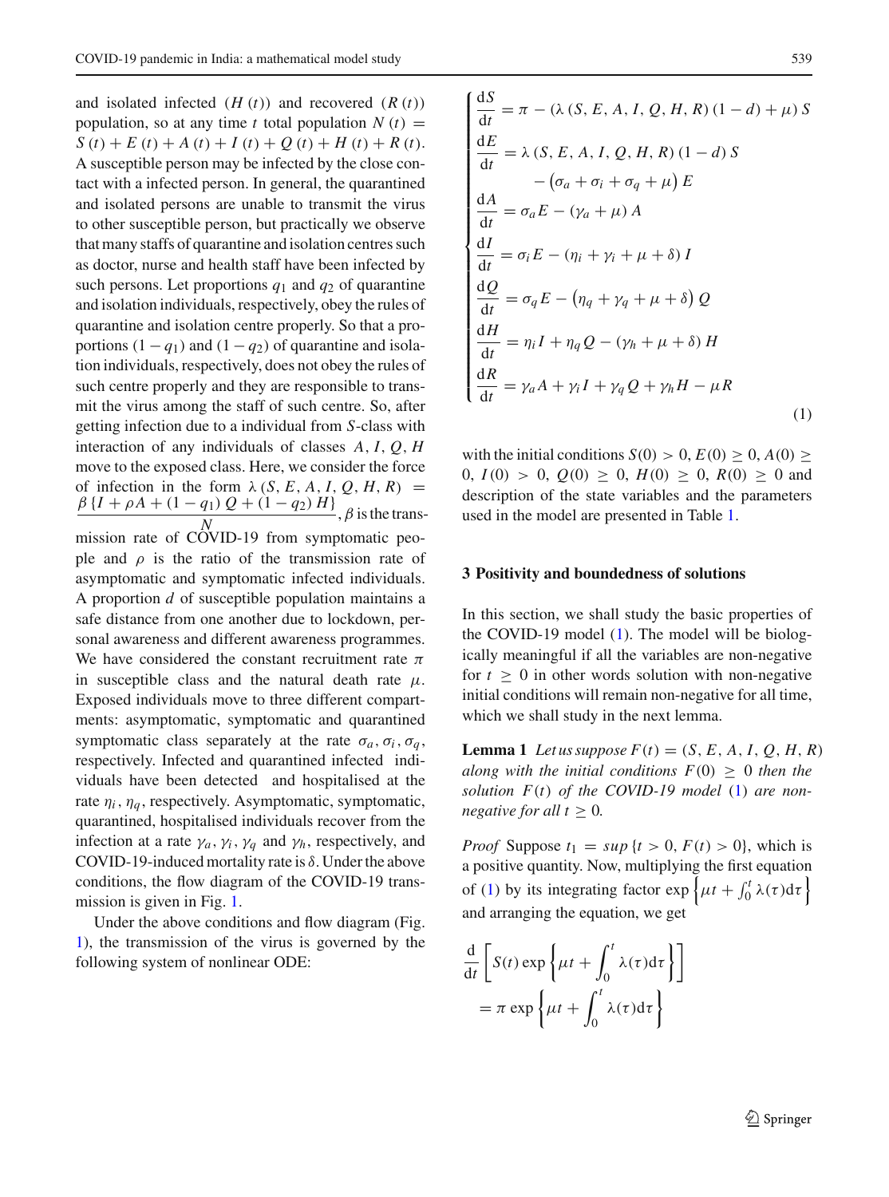and isolated infected ($H(t)$) and recovered ($R(t)$) population, so at any time $t$ total population $N(t) = S(t) + E(t) + A(t) + I(t) + Q(t) + H(t) + R(t)$. A susceptible person may be infected by the close contact with a infected person. In general, the quarantined and isolated persons are unable to transmit the virus to other susceptible person, but practically we observe that many staffs of quarantine and isolation centres such as doctor, nurse and health staff have been infected by such persons. Let proportions $q_1$ and $q_2$ of quarantine and isolation individuals, respectively, obey the rules of quarantine and isolation centre properly. So that a proportions $(1 - q_1)$ and $(1 - q_2)$ of quarantine and isolation individuals, respectively, does not obey the rules of such centre properly and they are responsible to transmit the virus among the staff of such centre. So, after getting infection due to a individual from $S$-class with interaction of any individuals of classes $A, I, Q, H$ move to the exposed class. Here, we consider the force of infection in the form $\lambda(S, E, A, I, Q, H, R) = \frac{\beta\{I + \rho A + (1 - q_1) Q + (1 - q_2) H\}}{N}$, $\beta$ is the transmission rate of COVID-19 from symptomatic people and $\rho$ is the ratio of the transmission rate of asymptomatic and symptomatic infected individuals. A proportion $d$ of susceptible population maintains a safe distance from one another due to lockdown, personal awareness and different awareness programmes. We have considered the constant recruitment rate $\pi$ in susceptible class and the natural death rate $\mu$. Exposed individuals move to three different compartments: asymptomatic, symptomatic and quarantined symptomatic class separately at the rate $\sigma_a, \sigma_i, \sigma_q$, respectively. Infected and quarantined infected individuals have been detected and hospitalised at the rate $\eta_i, \eta_q$, respectively. Asymptomatic, symptomatic, quarantined, hospitalised individuals recover from the infection at a rate $\gamma_a, \gamma_i, \gamma_q$ and $\gamma_h$, respectively, and COVID-19-induced mortality rate is $\delta$. Under the above conditions, the flow diagram of the COVID-19 transmission is given in Fig. 1.

Under the above conditions and flow diagram (Fig. 1), the transmission of the virus is governed by the following system of nonlinear ODE:

$$
\begin{cases}
\dfrac{\mathrm{d}S}{\mathrm{d}t} = \pi - (\lambda(S, E, A, I, Q, H, R)(1 - d) + \mu) S \\
\dfrac{\mathrm{d}E}{\mathrm{d}t} = \lambda(S, E, A, I, Q, H, R)(1 - d) S \\
\qquad\quad - \left(\sigma_a + \sigma_i + \sigma_q + \mu\right) E \\
\dfrac{\mathrm{d}A}{\mathrm{d}t} = \sigma_a E - (\gamma_a + \mu) A \\
\dfrac{\mathrm{d}I}{\mathrm{d}t} = \sigma_i E - (\eta_i + \gamma_i + \mu + \delta) I \\
\dfrac{\mathrm{d}Q}{\mathrm{d}t} = \sigma_q E - \left(\eta_q + \gamma_q + \mu + \delta\right) Q \\
\dfrac{\mathrm{d}H}{\mathrm{d}t} = \eta_i I + \eta_q Q - (\gamma_h + \mu + \delta) H \\
\dfrac{\mathrm{d}R}{\mathrm{d}t} = \gamma_a A + \gamma_i I + \gamma_q Q + \gamma_h H - \mu R
\end{cases}
\tag{1}
$$

with the initial conditions $S(0) > 0$, $E(0) \geq 0$, $A(0) \geq 0$, $I(0) > 0$, $Q(0) \geq 0$, $H(0) \geq 0$, $R(0) \geq 0$ and description of the state variables and the parameters used in the model are presented in Table 1.

## 3 Positivity and boundedness of solutions

In this section, we shall study the basic properties of the COVID-19 model (1). The model will be biologically meaningful if all the variables are non-negative for $t \geq 0$ in other words solution with non-negative initial conditions will remain non-negative for all time, which we shall study in the next lemma.

**Lemma 1** *Let us suppose $F(t) = (S, E, A, I, Q, H, R)$ along with the initial conditions $F(0) \geq 0$ then the solution $F(t)$ of the COVID-19 model (1) are non-negative for all $t \geq 0$.*

*Proof* Suppose $t_1 = sup\{t > 0, F(t) > 0\}$, which is a positive quantity. Now, multiplying the first equation of (1) by its integrating factor $\exp\left\{\mu t + \int_0^t \lambda(\tau)\mathrm{d}\tau\right\}$ and arranging the equation, we get

$$
\frac{\mathrm{d}}{\mathrm{d}t}\left[S(t)\exp\left\{\mu t + \int_0^t \lambda(\tau)\mathrm{d}\tau\right\}\right] = \pi \exp\left\{\mu t + \int_0^t \lambda(\tau)\mathrm{d}\tau\right\}
$$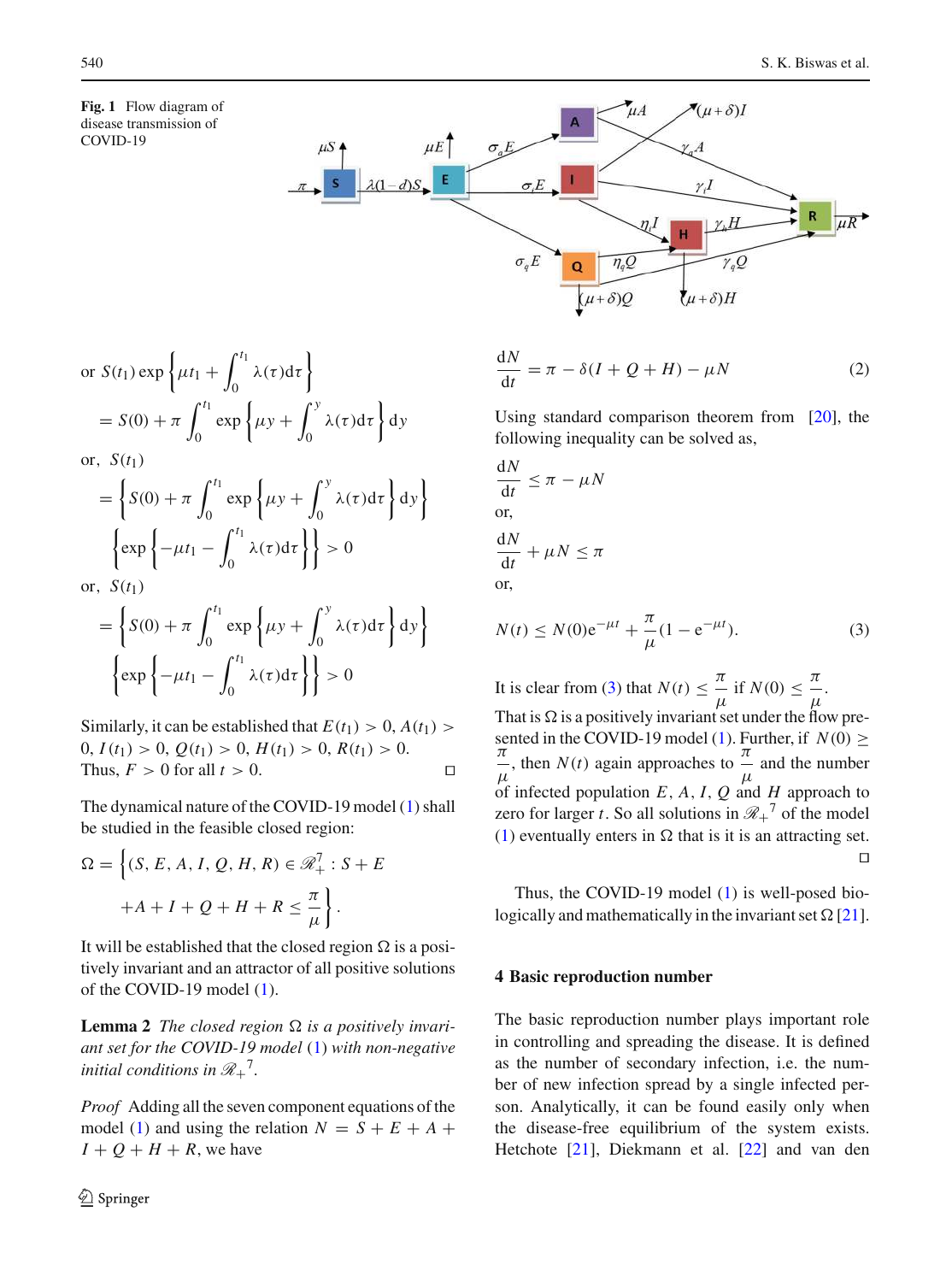**Fig. 1** Flow diagram of disease transmission of COVID-19

$$\text{or } S(t_1)\exp\left\{\mu t_1 + \int_0^{t_1}\lambda(\tau)\mathrm{d}\tau\right\} = S(0) + \pi\int_0^{t_1}\exp\left\{\mu y + \int_0^{y}\lambda(\tau)\mathrm{d}\tau\right\}\mathrm{d}y$$

$$\text{or, } S(t_1) = \left\{S(0) + \pi\int_0^{t_1}\exp\left\{\mu y + \int_0^{y}\lambda(\tau)\mathrm{d}\tau\right\}\mathrm{d}y\right\}\left\{\exp\left\{-\mu t_1 - \int_0^{t_1}\lambda(\tau)\mathrm{d}\tau\right\}\right\} > 0$$

$$\text{or, } S(t_1) = \left\{S(0) + \pi\int_0^{t_1}\exp\left\{\mu y + \int_0^{y}\lambda(\tau)\mathrm{d}\tau\right\}\mathrm{d}y\right\}\left\{\exp\left\{-\mu t_1 - \int_0^{t_1}\lambda(\tau)\mathrm{d}\tau\right\}\right\} > 0$$

Similarly, it can be established that $E(t_1) > 0$, $A(t_1) > 0$, $I(t_1) > 0$, $Q(t_1) > 0$, $H(t_1) > 0$, $R(t_1) > 0$. Thus, $F > 0$ for all $t > 0$. □

The dynamical nature of the COVID-19 model (1) shall be studied in the feasible closed region:

$$\Omega = \left\{(S, E, A, I, Q, H, R) \in \mathscr{R}_+^7 : S + E + A + I + Q + H + R \le \frac{\pi}{\mu}\right\}.$$

It will be established that the closed region $\Omega$ is a positively invariant and an attractor of all positive solutions of the COVID-19 model (1).

**Lemma 2** *The closed region $\Omega$ is a positively invariant set for the COVID-19 model (1) with non-negative initial conditions in $\mathscr{R}_+{}^7$.*

*Proof* Adding all the seven component equations of the model (1) and using the relation $N = S + E + A + I + Q + H + R$, we have

$$\frac{\mathrm{d}N}{\mathrm{d}t} = \pi - \delta(I + Q + H) - \mu N \tag{2}$$

Using standard comparison theorem from [20], the following inequality can be solved as,

$$\frac{\mathrm{d}N}{\mathrm{d}t} \le \pi - \mu N$$

or,

$$\frac{\mathrm{d}N}{\mathrm{d}t} + \mu N \le \pi$$

or,

$$N(t) \le N(0)\mathrm{e}^{-\mu t} + \frac{\pi}{\mu}(1 - \mathrm{e}^{-\mu t}). \tag{3}$$

It is clear from (3) that $N(t) \le \frac{\pi}{\mu}$ if $N(0) \le \frac{\pi}{\mu}$. That is $\Omega$ is a positively invariant set under the flow presented in the COVID-19 model (1). Further, if $N(0) \ge \frac{\pi}{\mu}$, then $N(t)$ again approaches to $\frac{\pi}{\mu}$ and the number of infected population $E$, $A$, $I$, $Q$ and $H$ approach to zero for larger $t$. So all solutions in $\mathscr{R}_+{}^7$ of the model (1) eventually enters in $\Omega$ that is it is an attracting set. □

Thus, the COVID-19 model (1) is well-posed biologically and mathematically in the invariant set $\Omega$ [21].

## 4 Basic reproduction number

The basic reproduction number plays important role in controlling and spreading the disease. It is defined as the number of secondary infection, i.e. the number of new infection spread by a single infected person. Analytically, it can be found easily only when the disease-free equilibrium of the system exists. Hetchote [21], Diekmann et al. [22] and van den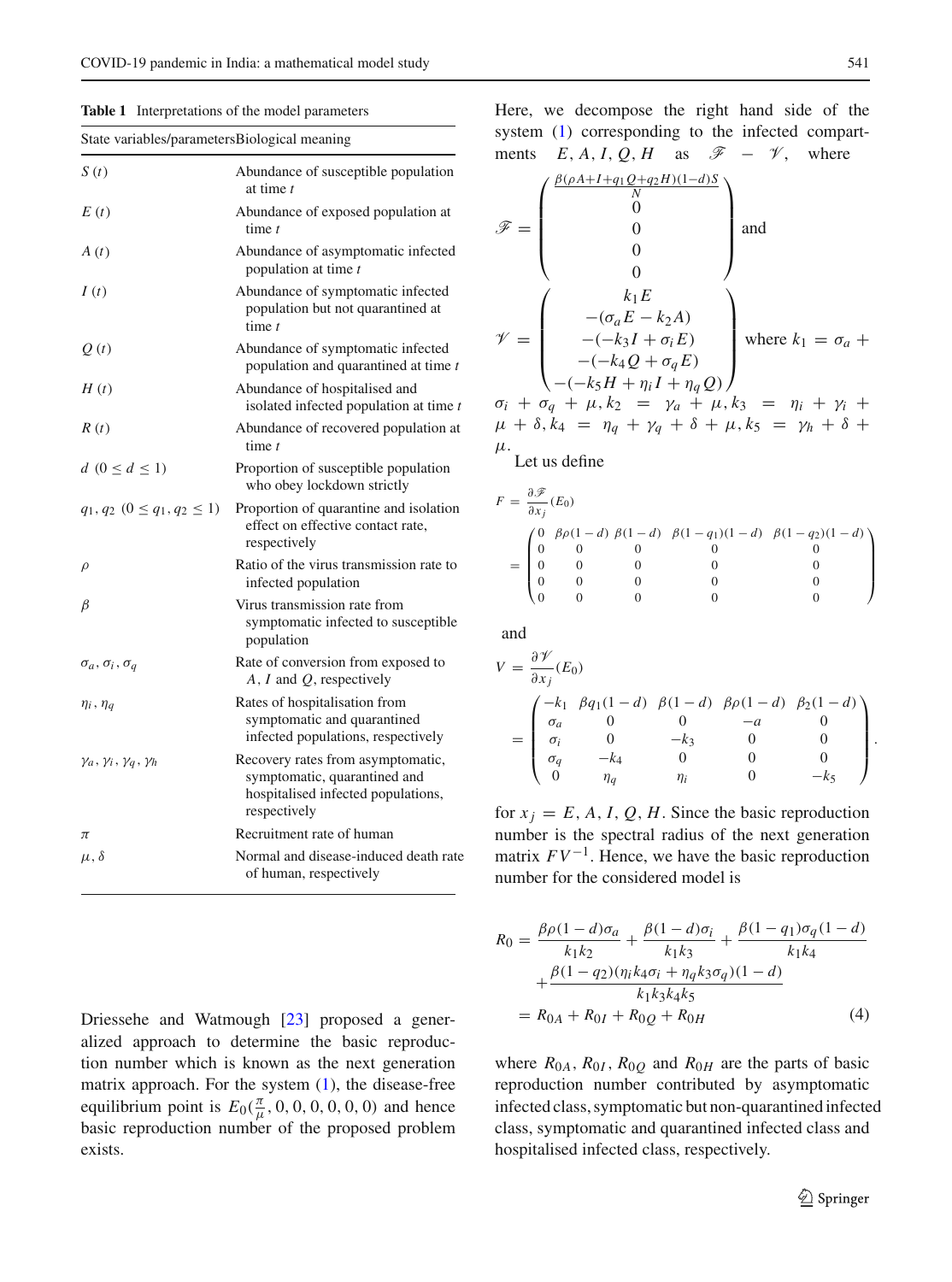**Table 1** Interpretations of the model parameters

| State variables/parameters | Biological meaning |
| --- | --- |
| $S(t)$ | Abundance of susceptible population at time $t$ |
| $E(t)$ | Abundance of exposed population at time $t$ |
| $A(t)$ | Abundance of asymptomatic infected population at time $t$ |
| $I(t)$ | Abundance of symptomatic infected population but not quarantined at time $t$ |
| $Q(t)$ | Abundance of symptomatic infected population and quarantined at time $t$ |
| $H(t)$ | Abundance of hospitalised and isolated infected population at time $t$ |
| $R(t)$ | Abundance of recovered population at time $t$ |
| $d$ $(0 \leq d \leq 1)$ | Proportion of susceptible population who obey lockdown strictly |
| $q_1, q_2$ $(0 \leq q_1, q_2 \leq 1)$ | Proportion of quarantine and isolation effect on effective contact rate, respectively |
| $\rho$ | Ratio of the virus transmission rate to infected population |
| $\beta$ | Virus transmission rate from symptomatic infected to susceptible population |
| $\sigma_a, \sigma_i, \sigma_q$ | Rate of conversion from exposed to $A$, $I$ and $Q$, respectively |
| $\eta_i, \eta_q$ | Rates of hospitalisation from symptomatic and quarantined infected populations, respectively |
| $\gamma_a, \gamma_i, \gamma_q, \gamma_h$ | Recovery rates from asymptomatic, symptomatic, quarantined and hospitalised infected populations, respectively |
| $\pi$ | Recruitment rate of human |
| $\mu, \delta$ | Normal and disease-induced death rate of human, respectively |

Driessehe and Watmough [23] proposed a generalized approach to determine the basic reproduction number which is known as the next generation matrix approach. For the system (1), the disease-free equilibrium point is $E_0(\frac{\pi}{\mu}, 0, 0, 0, 0, 0, 0)$ and hence basic reproduction number of the proposed problem exists.

Here, we decompose the right hand side of the system (1) corresponding to the infected compartments $E, A, I, Q, H$ as $\mathscr{F} - \mathscr{V}$, where

$$\mathscr{F} = \begin{pmatrix} \frac{\beta(\rho A + I + q_1 Q + q_2 H)(1-d)S}{N} \\ 0 \\ 0 \\ 0 \\ 0 \end{pmatrix} \text{ and}$$

$$\mathscr{V} = \begin{pmatrix} k_1 E \\ -(\sigma_a E - k_2 A) \\ -(-k_3 I + \sigma_i E) \\ -(-k_4 Q + \sigma_q E) \\ -(-k_5 H + \eta_i I + \eta_q Q) \end{pmatrix}$$

where $k_1 = \sigma_a + \sigma_i + \sigma_q + \mu, k_2 = \gamma_a + \mu, k_3 = \eta_i + \gamma_i + \mu + \delta, k_4 = \eta_q + \gamma_q + \delta + \mu, k_5 = \gamma_h + \delta + \mu$.

Let us define

$$F = \frac{\partial \mathscr{F}}{\partial x_j}(E_0) = \begin{pmatrix} 0 & \beta\rho(1-d) & \beta(1-d) & \beta(1-q_1)(1-d) & \beta(1-q_2)(1-d) \\ 0 & 0 & 0 & 0 & 0 \\ 0 & 0 & 0 & 0 & 0 \\ 0 & 0 & 0 & 0 & 0 \\ 0 & 0 & 0 & 0 & 0 \end{pmatrix}$$

and

$$V = \frac{\partial \mathscr{V}}{\partial x_j}(E_0) = \begin{pmatrix} -k_1 & \beta q_1(1-d) & \beta(1-d) & \beta\rho(1-d) & \beta_2(1-d) \\ \sigma_a & 0 & 0 & -a & 0 \\ \sigma_i & 0 & -k_3 & 0 & 0 \\ \sigma_q & -k_4 & 0 & 0 & 0 \\ 0 & \eta_q & \eta_i & 0 & -k_5 \end{pmatrix}.$$

for $x_j = E, A, I, Q, H$. Since the basic reproduction number is the spectral radius of the next generation matrix $FV^{-1}$. Hence, we have the basic reproduction number for the considered model is

$$\begin{aligned} R_0 &= \frac{\beta\rho(1-d)\sigma_a}{k_1 k_2} + \frac{\beta(1-d)\sigma_i}{k_1 k_3} + \frac{\beta(1-q_1)\sigma_q(1-d)}{k_1 k_4} \\ &\quad + \frac{\beta(1-q_2)(\eta_i k_4 \sigma_i + \eta_q k_3 \sigma_q)(1-d)}{k_1 k_3 k_4 k_5} \\ &= R_{0A} + R_{0I} + R_{0Q} + R_{0H} \end{aligned} \tag{4}$$

where $R_{0A}$, $R_{0I}$, $R_{0Q}$ and $R_{0H}$ are the parts of basic reproduction number contributed by asymptomatic infected class, symptomatic but non-quarantined infected class, symptomatic and quarantined infected class and hospitalised infected class, respectively.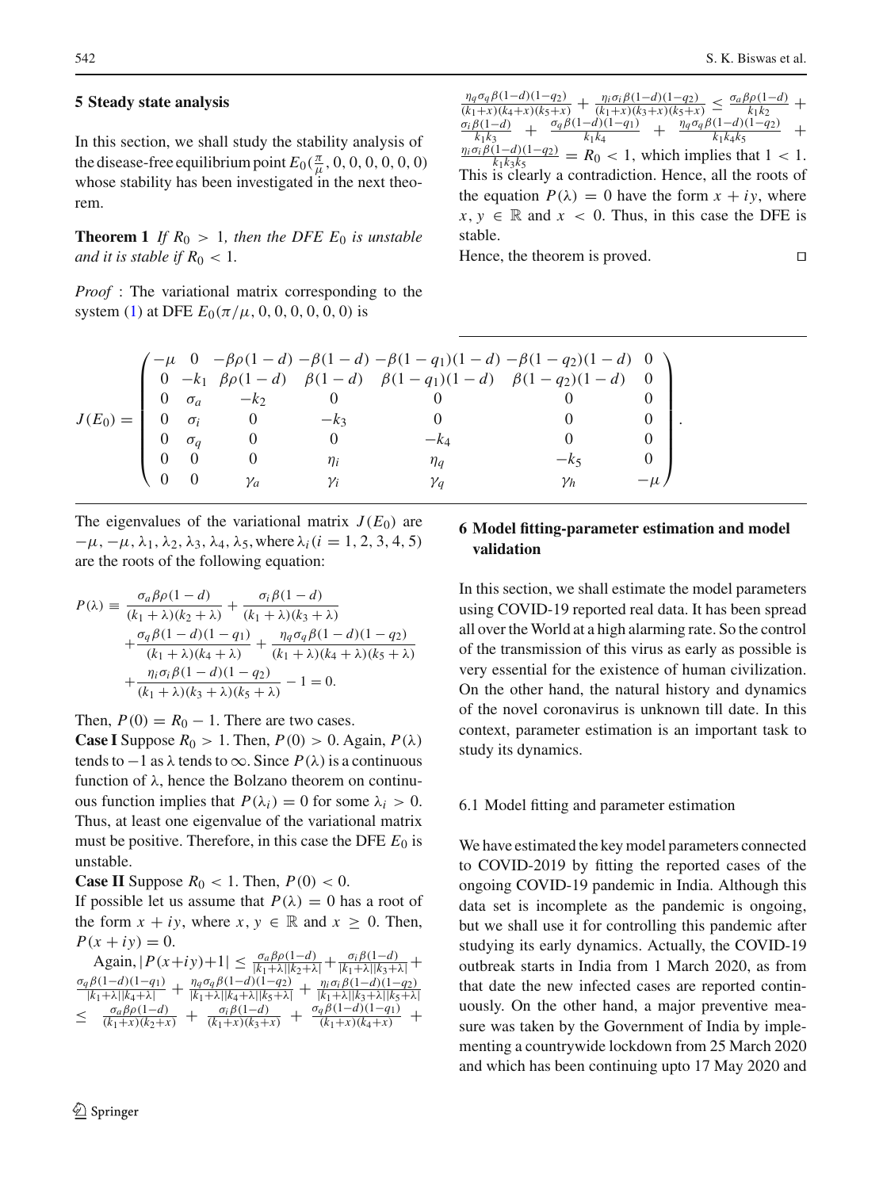## 5 Steady state analysis

In this section, we shall study the stability analysis of the disease-free equilibrium point $E_0(\frac{\pi}{\mu}, 0, 0, 0, 0, 0, 0)$ whose stability has been investigated in the next theorem.

**Theorem 1** *If $R_0 > 1$, then the DFE $E_0$ is unstable and it is stable if $R_0 < 1$.*

*Proof* : The variational matrix corresponding to the system (1) at DFE $E_0(\pi/\mu, 0, 0, 0, 0, 0, 0)$ is

$$J(E_0) = \begin{pmatrix} -\mu & 0 & -\beta\rho(1-d) & -\beta(1-d) & -\beta(1-q_1)(1-d) & -\beta(1-q_2)(1-d) & 0 \\ 0 & -k_1 & \beta\rho(1-d) & \beta(1-d) & \beta(1-q_1)(1-d) & \beta(1-q_2)(1-d) & 0 \\ 0 & \sigma_a & -k_2 & 0 & 0 & 0 & 0 \\ 0 & \sigma_i & 0 & -k_3 & 0 & 0 & 0 \\ 0 & \sigma_q & 0 & 0 & -k_4 & 0 & 0 \\ 0 & 0 & 0 & \eta_i & \eta_q & -k_5 & 0 \\ 0 & 0 & \gamma_a & \gamma_i & \gamma_q & \gamma_h & -\mu \end{pmatrix}.$$

The eigenvalues of the variational matrix $J(E_0)$ are $-\mu, -\mu, \lambda_1, \lambda_2, \lambda_3, \lambda_4, \lambda_5$, where $\lambda_i (i = 1, 2, 3, 4, 5)$ are the roots of the following equation:

$$\begin{aligned} P(\lambda) \equiv & \frac{\sigma_a\beta\rho(1-d)}{(k_1+\lambda)(k_2+\lambda)} + \frac{\sigma_i\beta(1-d)}{(k_1+\lambda)(k_3+\lambda)} \\ & + \frac{\sigma_q\beta(1-d)(1-q_1)}{(k_1+\lambda)(k_4+\lambda)} + \frac{\eta_q\sigma_q\beta(1-d)(1-q_2)}{(k_1+\lambda)(k_4+\lambda)(k_5+\lambda)} \\ & + \frac{\eta_i\sigma_i\beta(1-d)(1-q_2)}{(k_1+\lambda)(k_3+\lambda)(k_5+\lambda)} - 1 = 0. \end{aligned}$$

Then, $P(0) = R_0 - 1$. There are two cases.

**Case I** Suppose $R_0 > 1$. Then, $P(0) > 0$. Again, $P(\lambda)$ tends to $-1$ as $\lambda$ tends to $\infty$. Since $P(\lambda)$ is a continuous function of $\lambda$, hence the Bolzano theorem on continuous function implies that $P(\lambda_i) = 0$ for some $\lambda_i > 0$. Thus, at least one eigenvalue of the variational matrix must be positive. Therefore, in this case the DFE $E_0$ is unstable.

**Case II** Suppose $R_0 < 1$. Then, $P(0) < 0$.

If possible let us assume that $P(\lambda) = 0$ has a root of the form $x + iy$, where $x, y \in \mathbb{R}$ and $x \geq 0$. Then, $P(x + iy) = 0$.

Again, $|P(x+iy)+1| \leq \frac{\sigma_a\beta\rho(1-d)}{|k_1+\lambda||k_2+\lambda|} + \frac{\sigma_i\beta(1-d)}{|k_1+\lambda||k_3+\lambda|} + \frac{\sigma_q\beta(1-d)(1-q_1)}{|k_1+\lambda||k_4+\lambda|} + \frac{\eta_q\sigma_q\beta(1-d)(1-q_2)}{|k_1+\lambda||k_4+\lambda||k_5+\lambda|} + \frac{\eta_i\sigma_i\beta(1-d)(1-q_2)}{|k_1+\lambda||k_3+\lambda||k_5+\lambda|}$ $\leq \frac{\sigma_a\beta\rho(1-d)}{(k_1+x)(k_2+x)} + \frac{\sigma_i\beta(1-d)}{(k_1+x)(k_3+x)} + \frac{\sigma_q\beta(1-d)(1-q_1)}{(k_1+x)(k_4+x)} + \frac{\eta_q\sigma_q\beta(1-d)(1-q_2)}{(k_1+x)(k_4+x)(k_5+x)} + \frac{\eta_i\sigma_i\beta(1-d)(1-q_2)}{(k_1+x)(k_3+x)(k_5+x)} \leq \frac{\sigma_a\beta\rho(1-d)}{k_1k_2} + \frac{\sigma_i\beta(1-d)}{k_1k_3} + \frac{\sigma_q\beta(1-d)(1-q_1)}{k_1k_4} + \frac{\eta_q\sigma_q\beta(1-d)(1-q_2)}{k_1k_4k_5} + \frac{\eta_i\sigma_i\beta(1-d)(1-q_2)}{k_1k_3k_5} = R_0 < 1$, which implies that $1 < 1$. This is clearly a contradiction. Hence, all the roots of the equation $P(\lambda) = 0$ have the form $x + iy$, where $x, y \in \mathbb{R}$ and $x < 0$. Thus, in this case the DFE is stable.

Hence, the theorem is proved. □

## 6 Model fitting-parameter estimation and model validation

In this section, we shall estimate the model parameters using COVID-19 reported real data. It has been spread all over the World at a high alarming rate. So the control of the transmission of this virus as early as possible is very essential for the existence of human civilization. On the other hand, the natural history and dynamics of the novel coronavirus is unknown till date. In this context, parameter estimation is an important task to study its dynamics.

### 6.1 Model fitting and parameter estimation

We have estimated the key model parameters connected to COVID-2019 by fitting the reported cases of the ongoing COVID-19 pandemic in India. Although this data set is incomplete as the pandemic is ongoing, but we shall use it for controlling this pandemic after studying its early dynamics. Actually, the COVID-19 outbreak starts in India from 1 March 2020, as from that date the new infected cases are reported continuously. On the other hand, a major preventive measure was taken by the Government of India by implementing a countrywide lockdown from 25 March 2020 and which has been continuing upto 17 May 2020 and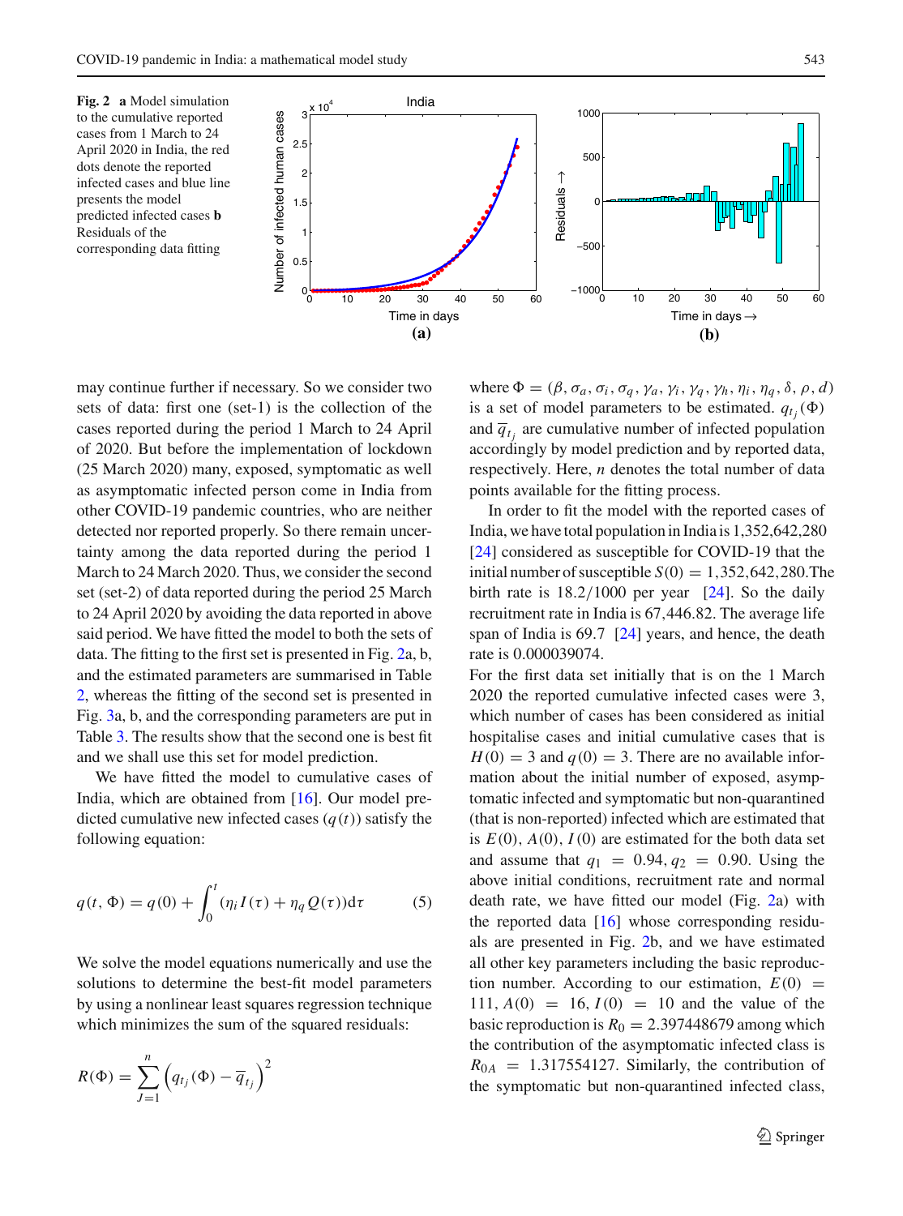**Fig. 2** **a** Model simulation to the cumulative reported cases from 1 March to 24 April 2020 in India, the red dots denote the reported infected cases and blue line presents the model predicted infected cases **b** Residuals of the corresponding data fitting

may continue further if necessary. So we consider two sets of data: first one (set-1) is the collection of the cases reported during the period 1 March to 24 April of 2020. But before the implementation of lockdown (25 March 2020) many, exposed, symptomatic as well as asymptomatic infected person come in India from other COVID-19 pandemic countries, who are neither detected nor reported properly. So there remain uncertainty among the data reported during the period 1 March to 24 March 2020. Thus, we consider the second set (set-2) of data reported during the period 25 March to 24 April 2020 by avoiding the data reported in above said period. We have fitted the model to both the sets of data. The fitting to the first set is presented in Fig. 2a, b, and the estimated parameters are summarised in Table 2, whereas the fitting of the second set is presented in Fig. 3a, b, and the corresponding parameters are put in Table 3. The results show that the second one is best fit and we shall use this set for model prediction.

We have fitted the model to cumulative cases of India, which are obtained from [16]. Our model predicted cumulative new infected cases ($q(t)$) satisfy the following equation:

$$q(t, \Phi) = q(0) + \int_0^t (\eta_i I(\tau) + \eta_q Q(\tau))\mathrm{d}\tau \qquad (5)$$

We solve the model equations numerically and use the solutions to determine the best-fit model parameters by using a nonlinear least squares regression technique which minimizes the sum of the squared residuals:

$$R(\Phi) = \sum_{J=1}^{n} \left( q_{t_j}(\Phi) - \overline{q}_{t_j} \right)^2$$

where $\Phi = (\beta, \sigma_a, \sigma_i, \sigma_q, \gamma_a, \gamma_i, \gamma_q, \gamma_h, \eta_i, \eta_q, \delta, \rho, d)$ is a set of model parameters to be estimated. $q_{t_j}(\Phi)$ and $\overline{q}_{t_j}$ are cumulative number of infected population accordingly by model prediction and by reported data, respectively. Here, $n$ denotes the total number of data points available for the fitting process.

In order to fit the model with the reported cases of India, we have total population in India is 1,352,642,280 [24] considered as susceptible for COVID-19 that the initial number of susceptible $S(0) = 1{,}352{,}642{,}280$.The birth rate is $18.2/1000$ per year [24]. So the daily recruitment rate in India is 67,446.82. The average life span of India is 69.7 [24] years, and hence, the death rate is 0.000039074.

For the first data set initially that is on the 1 March 2020 the reported cumulative infected cases were 3, which number of cases has been considered as initial hospitalise cases and initial cumulative cases that is $H(0) = 3$ and $q(0) = 3$. There are no available information about the initial number of exposed, asymptomatic infected and symptomatic but non-quarantined (that is non-reported) infected which are estimated that is $E(0)$, $A(0)$, $I(0)$ are estimated for the both data set and assume that $q_1 = 0.94, q_2 = 0.90$. Using the above initial conditions, recruitment rate and normal death rate, we have fitted our model (Fig. 2a) with the reported data [16] whose corresponding residuals are presented in Fig. 2b, and we have estimated all other key parameters including the basic reproduction number. According to our estimation, $E(0) = 111$, $A(0) = 16$, $I(0) = 10$ and the value of the basic reproduction is $R_0 = 2.397448679$ among which the contribution of the asymptomatic infected class is $R_{0A} = 1.317554127$. Similarly, the contribution of the symptomatic but non-quarantined infected class,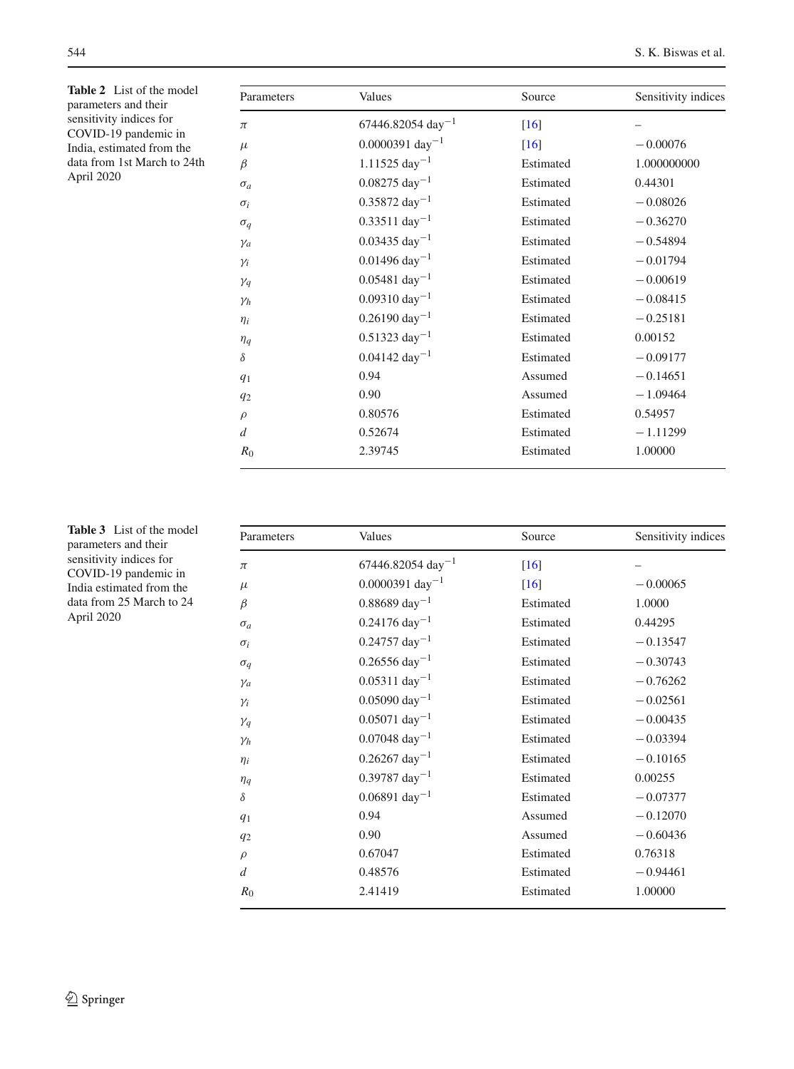**Table 2** List of the model parameters and their sensitivity indices for COVID-19 pandemic in India, estimated from the data from 1st March to 24th April 2020

| Parameters | Values | Source | Sensitivity indices |
|---|---|---|---|
| $\pi$ | 67446.82054 day$^{-1}$ | [16] | – |
| $\mu$ | 0.0000391 day$^{-1}$ | [16] | $-0.00076$ |
| $\beta$ | 1.11525 day$^{-1}$ | Estimated | 1.000000000 |
| $\sigma_a$ | 0.08275 day$^{-1}$ | Estimated | 0.44301 |
| $\sigma_i$ | 0.35872 day$^{-1}$ | Estimated | $-0.08026$ |
| $\sigma_q$ | 0.33511 day$^{-1}$ | Estimated | $-0.36270$ |
| $\gamma_a$ | 0.03435 day$^{-1}$ | Estimated | $-0.54894$ |
| $\gamma_i$ | 0.01496 day$^{-1}$ | Estimated | $-0.01794$ |
| $\gamma_q$ | 0.05481 day$^{-1}$ | Estimated | $-0.00619$ |
| $\gamma_h$ | 0.09310 day$^{-1}$ | Estimated | $-0.08415$ |
| $\eta_i$ | 0.26190 day$^{-1}$ | Estimated | $-0.25181$ |
| $\eta_q$ | 0.51323 day$^{-1}$ | Estimated | 0.00152 |
| $\delta$ | 0.04142 day$^{-1}$ | Estimated | $-0.09177$ |
| $q_1$ | 0.94 | Assumed | $-0.14651$ |
| $q_2$ | 0.90 | Assumed | $-1.09464$ |
| $\rho$ | 0.80576 | Estimated | 0.54957 |
| $d$ | 0.52674 | Estimated | $-1.11299$ |
| $R_0$ | 2.39745 | Estimated | 1.00000 |

**Table 3** List of the model parameters and their sensitivity indices for COVID-19 pandemic in India estimated from the data from 25 March to 24 April 2020

| Parameters | Values | Source | Sensitivity indices |
|---|---|---|---|
| $\pi$ | 67446.82054 day$^{-1}$ | [16] | – |
| $\mu$ | 0.0000391 day$^{-1}$ | [16] | $-0.00065$ |
| $\beta$ | 0.88689 day$^{-1}$ | Estimated | 1.0000 |
| $\sigma_a$ | 0.24176 day$^{-1}$ | Estimated | 0.44295 |
| $\sigma_i$ | 0.24757 day$^{-1}$ | Estimated | $-0.13547$ |
| $\sigma_q$ | 0.26556 day$^{-1}$ | Estimated | $-0.30743$ |
| $\gamma_a$ | 0.05311 day$^{-1}$ | Estimated | $-0.76262$ |
| $\gamma_i$ | 0.05090 day$^{-1}$ | Estimated | $-0.02561$ |
| $\gamma_q$ | 0.05071 day$^{-1}$ | Estimated | $-0.00435$ |
| $\gamma_h$ | 0.07048 day$^{-1}$ | Estimated | $-0.03394$ |
| $\eta_i$ | 0.26267 day$^{-1}$ | Estimated | $-0.10165$ |
| $\eta_q$ | 0.39787 day$^{-1}$ | Estimated | 0.00255 |
| $\delta$ | 0.06891 day$^{-1}$ | Estimated | $-0.07377$ |
| $q_1$ | 0.94 | Assumed | $-0.12070$ |
| $q_2$ | 0.90 | Assumed | $-0.60436$ |
| $\rho$ | 0.67047 | Estimated | 0.76318 |
| $d$ | 0.48576 | Estimated | $-0.94461$ |
| $R_0$ | 2.41419 | Estimated | 1.00000 |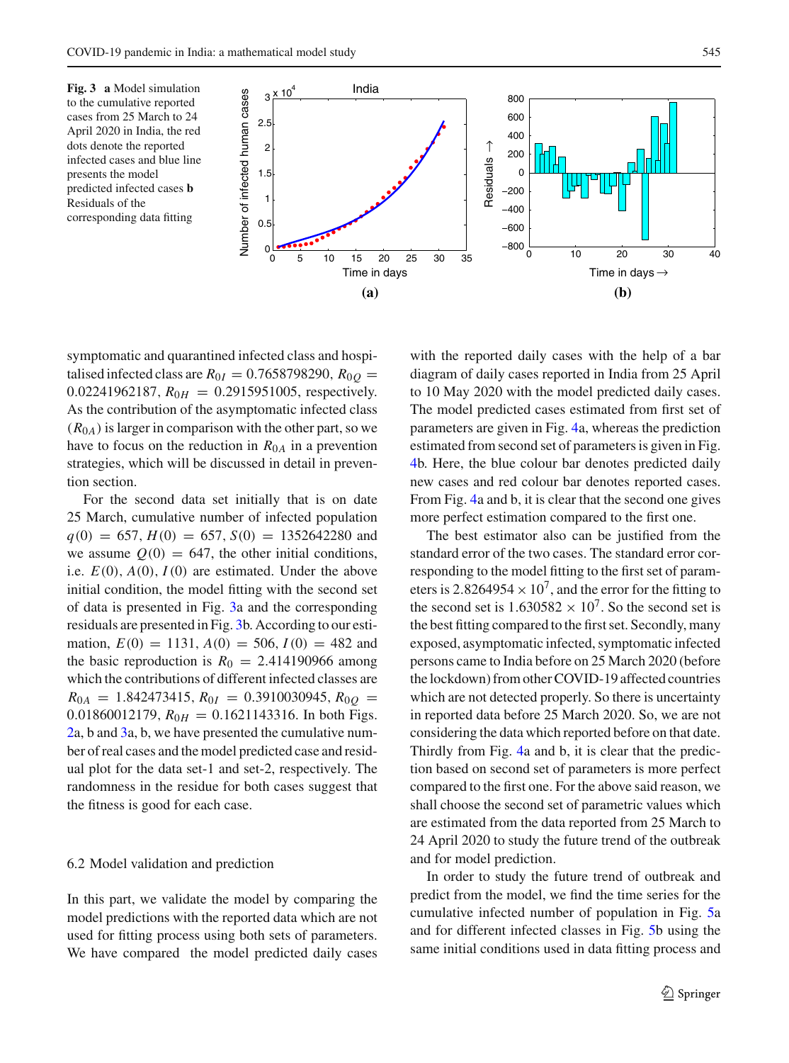**Fig. 3** **a** Model simulation to the cumulative reported cases from 25 March to 24 April 2020 in India, the red dots denote the reported infected cases and blue line presents the model predicted infected cases **b** Residuals of the corresponding data fitting

symptomatic and quarantined infected class and hospitalised infected class are $R_{0I} = 0.7658798290$, $R_{0Q} = 0.02241962187$, $R_{0H} = 0.2915951005$, respectively. As the contribution of the asymptomatic infected class $(R_{0A})$ is larger in comparison with the other part, so we have to focus on the reduction in $R_{0A}$ in a prevention strategies, which will be discussed in detail in prevention section.

For the second data set initially that is on date 25 March, cumulative number of infected population $q(0) = 657$, $H(0) = 657$, $S(0) = 1352642280$ and we assume $Q(0) = 647$, the other initial conditions, i.e. $E(0)$, $A(0)$, $I(0)$ are estimated. Under the above initial condition, the model fitting with the second set of data is presented in Fig. 3a and the corresponding residuals are presented in Fig. 3b. According to our estimation, $E(0) = 1131$, $A(0) = 506$, $I(0) = 482$ and the basic reproduction is $R_0 = 2.414190966$ among which the contributions of different infected classes are $R_{0A} = 1.842473415$, $R_{0I} = 0.3910030945$, $R_{0Q} = 0.01860012179$, $R_{0H} = 0.1621143316$. In both Figs. 2a, b and 3a, b, we have presented the cumulative number of real cases and the model predicted case and residual plot for the data set-1 and set-2, respectively. The randomness in the residue for both cases suggest that the fitness is good for each case.

### 6.2 Model validation and prediction

In this part, we validate the model by comparing the model predictions with the reported data which are not used for fitting process using both sets of parameters. We have compared the model predicted daily cases with the reported daily cases with the help of a bar diagram of daily cases reported in India from 25 April to 10 May 2020 with the model predicted daily cases. The model predicted cases estimated from first set of parameters are given in Fig. 4a, whereas the prediction estimated from second set of parameters is given in Fig. 4b. Here, the blue colour bar denotes predicted daily new cases and red colour bar denotes reported cases. From Fig. 4a and b, it is clear that the second one gives more perfect estimation compared to the first one.

The best estimator also can be justified from the standard error of the two cases. The standard error corresponding to the model fitting to the first set of parameters is $2.8264954 \times 10^7$, and the error for the fitting to the second set is $1.630582 \times 10^7$. So the second set is the best fitting compared to the first set. Secondly, many exposed, asymptomatic infected, symptomatic infected persons came to India before on 25 March 2020 (before the lockdown) from other COVID-19 affected countries which are not detected properly. So there is uncertainty in reported data before 25 March 2020. So, we are not considering the data which reported before on that date. Thirdly from Fig. 4a and b, it is clear that the prediction based on second set of parameters is more perfect compared to the first one. For the above said reason, we shall choose the second set of parametric values which are estimated from the data reported from 25 March to 24 April 2020 to study the future trend of the outbreak and for model prediction.

In order to study the future trend of outbreak and predict from the model, we find the time series for the cumulative infected number of population in Fig. 5a and for different infected classes in Fig. 5b using the same initial conditions used in data fitting process and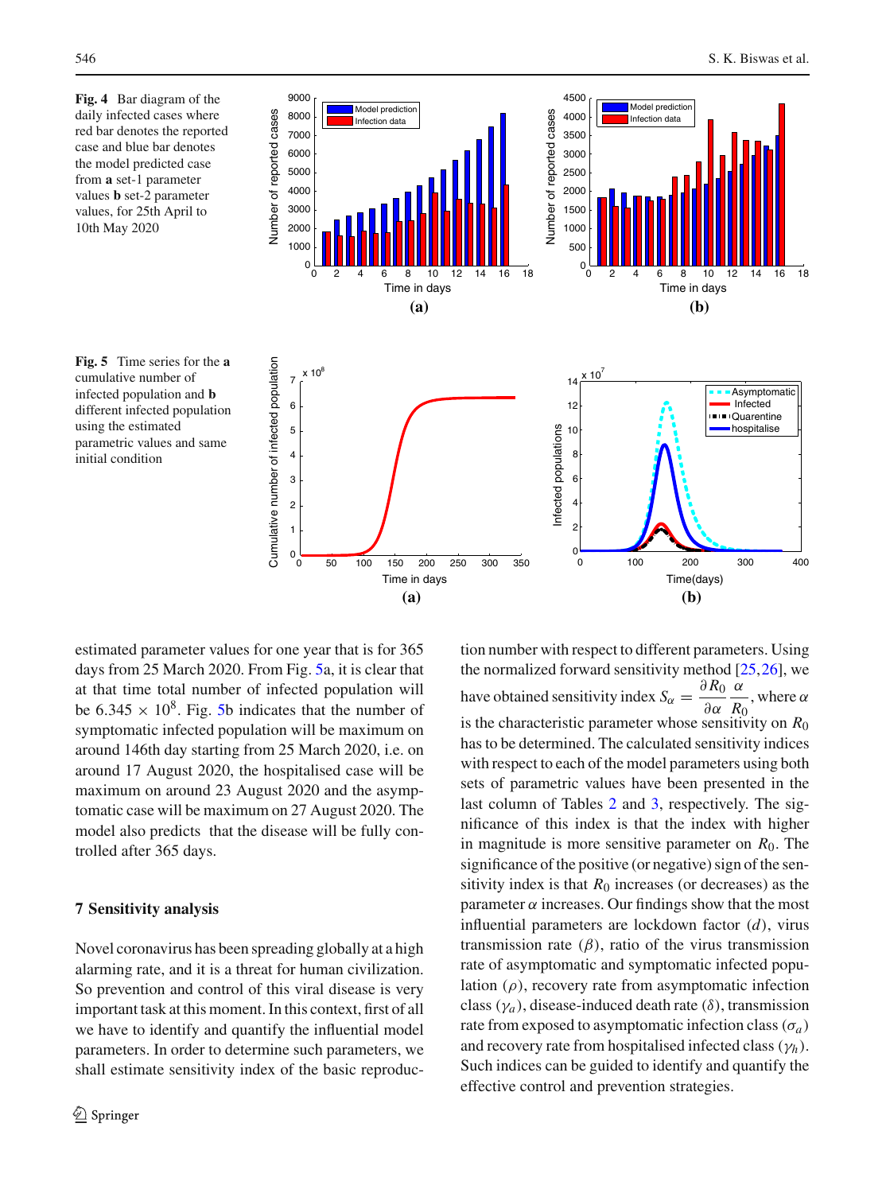**Fig. 4** Bar diagram of the daily infected cases where red bar denotes the reported case and blue bar denotes the model predicted case from **a** set-1 parameter values **b** set-2 parameter values, for 25th April to 10th May 2020

**Fig. 5** Time series for the **a** cumulative number of infected population and **b** different infected population using the estimated parametric values and same initial condition

estimated parameter values for one year that is for 365 days from 25 March 2020. From Fig. 5a, it is clear that at that time total number of infected population will be $6.345 \times 10^8$. Fig. 5b indicates that the number of symptomatic infected population will be maximum on around 146th day starting from 25 March 2020, i.e. on around 17 August 2020, the hospitalised case will be maximum on around 23 August 2020 and the asymptomatic case will be maximum on 27 August 2020. The model also predicts that the disease will be fully controlled after 365 days.

## 7 Sensitivity analysis

Novel coronavirus has been spreading globally at a high alarming rate, and it is a threat for human civilization. So prevention and control of this viral disease is very important task at this moment. In this context, first of all we have to identify and quantify the influential model parameters. In order to determine such parameters, we shall estimate sensitivity index of the basic reproduction number with respect to different parameters. Using the normalized forward sensitivity method [25,26], we have obtained sensitivity index $S_\alpha = \frac{\partial R_0}{\partial \alpha}\frac{\alpha}{R_0}$, where $\alpha$ is the characteristic parameter whose sensitivity on $R_0$ has to be determined. The calculated sensitivity indices with respect to each of the model parameters using both sets of parametric values have been presented in the last column of Tables 2 and 3, respectively. The significance of this index is that the index with higher in magnitude is more sensitive parameter on $R_0$. The significance of the positive (or negative) sign of the sensitivity index is that $R_0$ increases (or decreases) as the parameter $\alpha$ increases. Our findings show that the most influential parameters are lockdown factor ($d$), virus transmission rate ($\beta$), ratio of the virus transmission rate of asymptomatic and symptomatic infected population ($\rho$), recovery rate from asymptomatic infection class ($\gamma_a$), disease-induced death rate ($\delta$), transmission rate from exposed to asymptomatic infection class ($\sigma_a$) and recovery rate from hospitalised infected class ($\gamma_h$). Such indices can be guided to identify and quantify the effective control and prevention strategies.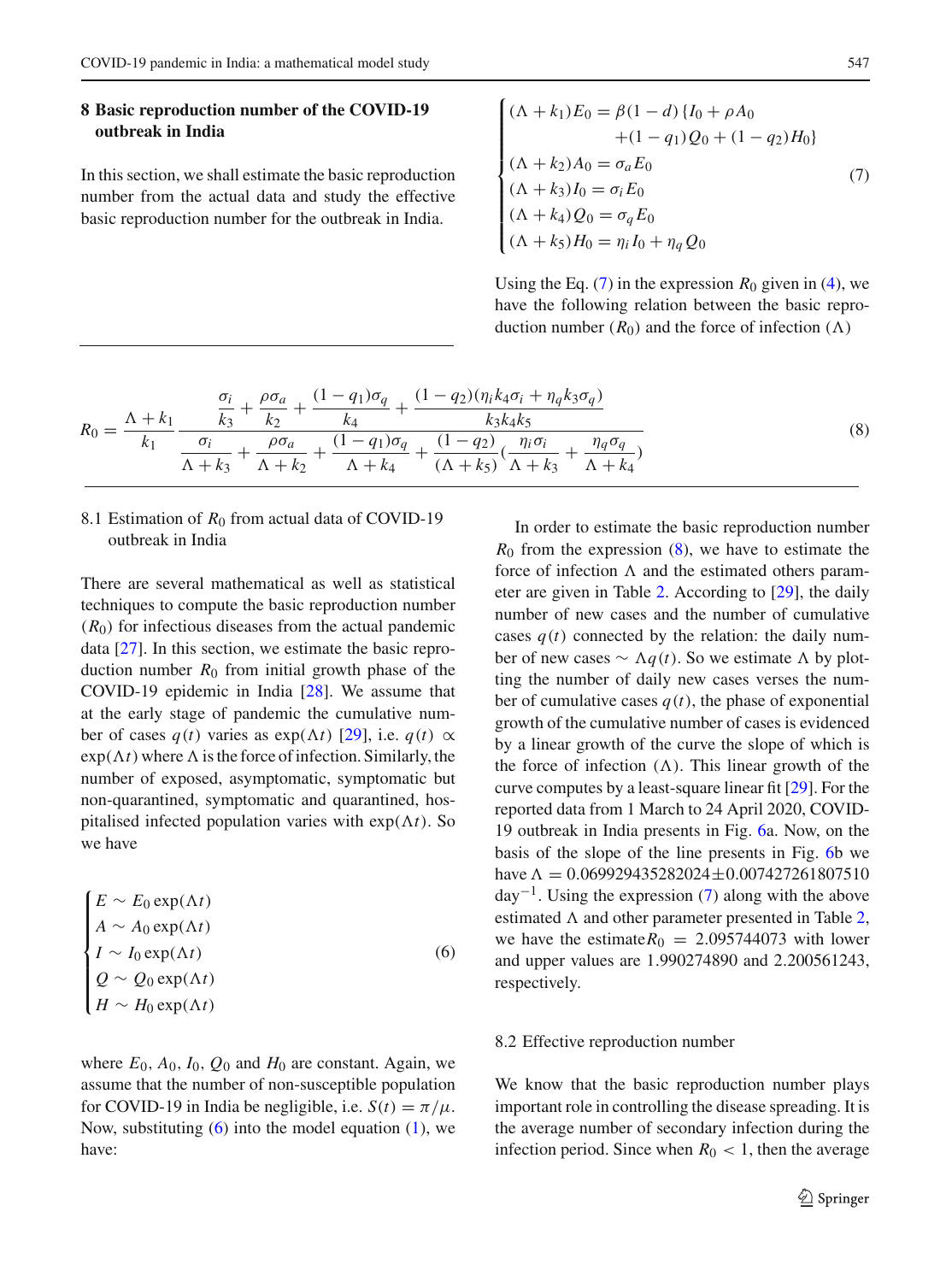## 8 Basic reproduction number of the COVID-19 outbreak in India

In this section, we shall estimate the basic reproduction number from the actual data and study the effective basic reproduction number for the outbreak in India.

### 8.1 Estimation of $R_0$ from actual data of COVID-19 outbreak in India

There are several mathematical as well as statistical techniques to compute the basic reproduction number ($R_0$) for infectious diseases from the actual pandemic data [27]. In this section, we estimate the basic reproduction number $R_0$ from initial growth phase of the COVID-19 epidemic in India [28]. We assume that at the early stage of pandemic the cumulative number of cases $q(t)$ varies as $\exp(\Lambda t)$ [29], i.e. $q(t) \propto \exp(\Lambda t)$ where $\Lambda$ is the force of infection. Similarly, the number of exposed, asymptomatic, symptomatic but non-quarantined, symptomatic and quarantined, hospitalised infected population varies with $\exp(\Lambda t)$. So we have

$$
\begin{cases}
E \sim E_0 \exp(\Lambda t) \\
A \sim A_0 \exp(\Lambda t) \\
I \sim I_0 \exp(\Lambda t) \\
Q \sim Q_0 \exp(\Lambda t) \\
H \sim H_0 \exp(\Lambda t)
\end{cases}
\tag{6}
$$

where $E_0$, $A_0$, $I_0$, $Q_0$ and $H_0$ are constant. Again, we assume that the number of non-susceptible population for COVID-19 in India be negligible, i.e. $S(t) = \pi/\mu$. Now, substituting (6) into the model equation (1), we have:

$$
\begin{cases}
(\Lambda + k_1)E_0 = \beta(1-d)\{I_0 + \rho A_0 \\
\qquad\qquad +(1-q_1)Q_0 + (1-q_2)H_0\} \\
(\Lambda + k_2)A_0 = \sigma_a E_0 \\
(\Lambda + k_3)I_0 = \sigma_i E_0 \\
(\Lambda + k_4)Q_0 = \sigma_q E_0 \\
(\Lambda + k_5)H_0 = \eta_i I_0 + \eta_q Q_0
\end{cases}
\tag{7}
$$

Using the Eq. (7) in the expression $R_0$ given in (4), we have the following relation between the basic reproduction number ($R_0$) and the force of infection ($\Lambda$)

$$
R_0 = \frac{\Lambda + k_1}{k_1} \frac{\dfrac{\sigma_i}{k_3} + \dfrac{\rho\sigma_a}{k_2} + \dfrac{(1-q_1)\sigma_q}{k_4} + \dfrac{(1-q_2)(\eta_i k_4 \sigma_i + \eta_q k_3 \sigma_q)}{k_3 k_4 k_5}}{\dfrac{\sigma_i}{\Lambda + k_3} + \dfrac{\rho\sigma_a}{\Lambda + k_2} + \dfrac{(1-q_1)\sigma_q}{\Lambda + k_4} + \dfrac{(1-q_2)}{(\Lambda + k_5)}\left(\dfrac{\eta_i\sigma_i}{\Lambda + k_3} + \dfrac{\eta_q\sigma_q}{\Lambda + k_4}\right)}
\tag{8}
$$

In order to estimate the basic reproduction number $R_0$ from the expression (8), we have to estimate the force of infection $\Lambda$ and the estimated others parameter are given in Table 2. According to [29], the daily number of new cases and the number of cumulative cases $q(t)$ connected by the relation: the daily number of new cases $\sim \Lambda q(t)$. So we estimate $\Lambda$ by plotting the number of daily new cases verses the number of cumulative cases $q(t)$, the phase of exponential growth of the cumulative number of cases is evidenced by a linear growth of the curve the slope of which is the force of infection ($\Lambda$). This linear growth of the curve computes by a least-square linear fit [29]. For the reported data from 1 March to 24 April 2020, COVID-19 outbreak in India presents in Fig. 6a. Now, on the basis of the slope of the line presents in Fig. 6b we have $\Lambda = 0.069929435282024 \pm 0.007427261807510$ day$^{-1}$. Using the expression (7) along with the above estimated $\Lambda$ and other parameter presented in Table 2, we have the estimate $R_0 = 2.095744073$ with lower and upper values are 1.990274890 and 2.200561243, respectively.

### 8.2 Effective reproduction number

We know that the basic reproduction number plays important role in controlling the disease spreading. It is the average number of secondary infection during the infection period. Since when $R_0 < 1$, then the average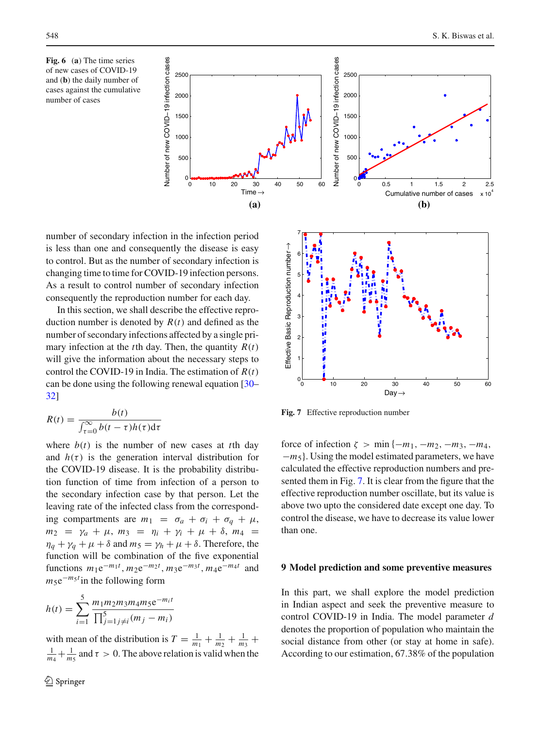**Fig. 6** (**a**) The time series of new cases of COVID-19 infection cases and (**b**) the daily number of cases against the cumulative number of cases

number of secondary infection in the infection period is less than one and consequently the disease is easy to control. But as the number of secondary infection is changing time to time for COVID-19 infection persons. As a result to control number of secondary infection consequently the reproduction number for each day.

In this section, we shall describe the effective reproduction number is denoted by $R(t)$ and defined as the number of secondary infections affected by a single primary infection at the $t$th day. Then, the quantity $R(t)$ will give the information about the necessary steps to control the COVID-19 in India. The estimation of $R(t)$ can be done using the following renewal equation [30–32]

$$R(t) = \frac{b(t)}{\int_{\tau=0}^{\infty} b(t-\tau)h(\tau)\mathrm{d}\tau}$$

where $b(t)$ is the number of new cases at $t$th day and $h(\tau)$ is the generation interval distribution for the COVID-19 disease. It is the probability distribution function of time from infection of a person to the secondary infection case by that person. Let the leaving rate of the infected class from the corresponding compartments are $m_1 = \sigma_a + \sigma_i + \sigma_q + \mu$, $m_2 = \gamma_a + \mu$, $m_3 = \eta_i + \gamma_i + \mu + \delta$, $m_4 = \eta_q + \gamma_q + \mu + \delta$ and $m_5 = \gamma_h + \mu + \delta$. Therefore, the function will be combination of the five exponential functions $m_1 e^{-m_1 t}, m_2 e^{-m_2 t}, m_3 e^{-m_3 t}, m_4 e^{-m_4 t}$ and $m_5 e^{-m_5 t}$ in the following form

$$h(t) = \sum_{i=1}^{5} \frac{m_1 m_2 m_3 m_4 m_5 e^{-m_i t}}{\prod_{j=1 j\neq i}^{5} (m_j - m_i)}$$

with mean of the distribution is $T = \frac{1}{m_1} + \frac{1}{m_2} + \frac{1}{m_3} + \frac{1}{m_4} + \frac{1}{m_5}$ and $\tau > 0$. The above relation is valid when the force of infection $\zeta > \min\{-m_1, -m_2, -m_3, -m_4, -m_5\}$. Using the model estimated parameters, we have calculated the effective reproduction numbers and presented them in Fig. 7. It is clear from the figure that the effective reproduction number oscillate, but its value is above two upto the considered date except one day. To control the disease, we have to decrease its value lower than one.

**Fig. 7** Effective reproduction number

## 9 Model prediction and some preventive measures

In this part, we shall explore the model prediction in Indian aspect and seek the preventive measure to control COVID-19 in India. The model parameter $d$ denotes the proportion of population who maintain the social distance from other (or stay at home in safe). According to our estimation, 67.38% of the population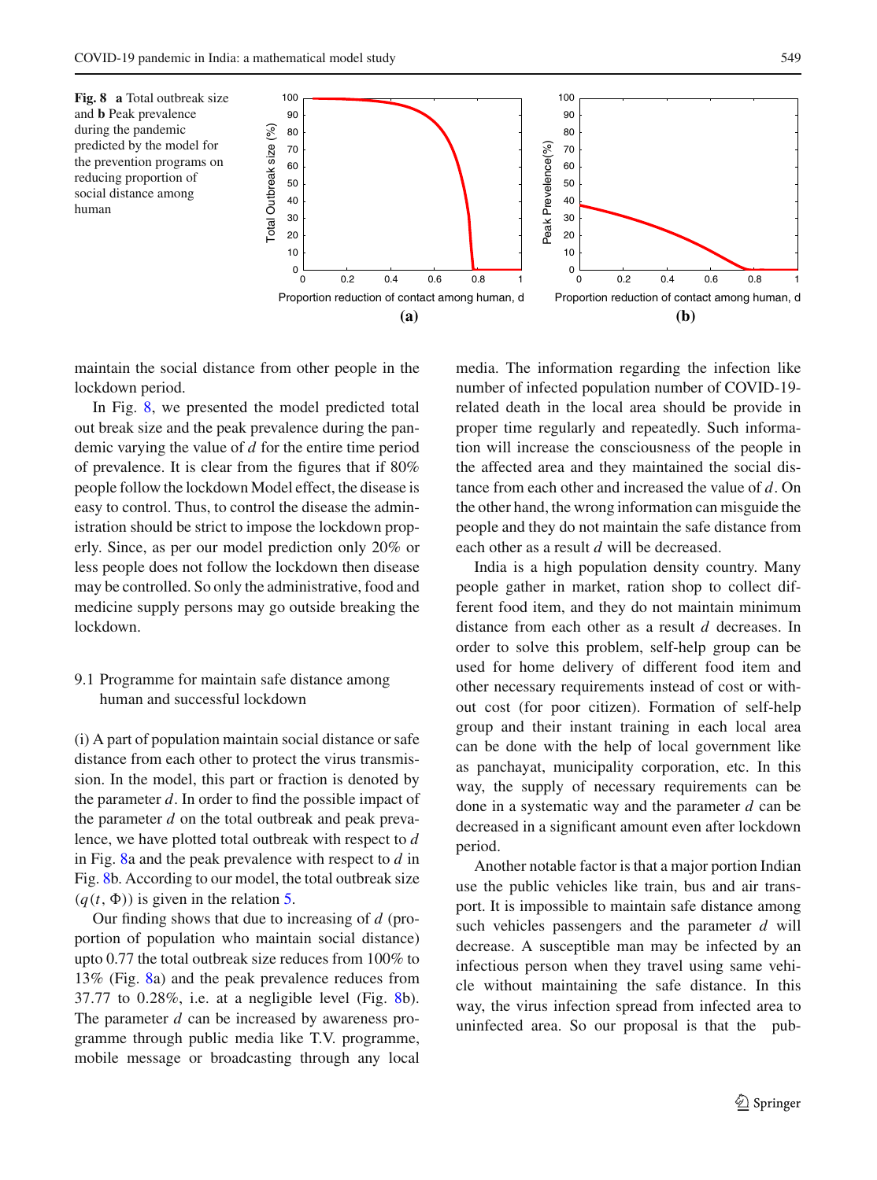**Fig. 8** **a** Total outbreak size and **b** Peak prevalence during the pandemic predicted by the model for the prevention programs on reducing proportion of social distance among human

maintain the social distance from other people in the lockdown period.

In Fig. 8, we presented the model predicted total out break size and the peak prevalence during the pandemic varying the value of $d$ for the entire time period of prevalence. It is clear from the figures that if 80% people follow the lockdown Model effect, the disease is easy to control. Thus, to control the disease the administration should be strict to impose the lockdown properly. Since, as per our model prediction only 20% or less people does not follow the lockdown then disease may be controlled. So only the administrative, food and medicine supply persons may go outside breaking the lockdown.

### 9.1 Programme for maintain safe distance among human and successful lockdown

(i) A part of population maintain social distance or safe distance from each other to protect the virus transmission. In the model, this part or fraction is denoted by the parameter $d$. In order to find the possible impact of the parameter $d$ on the total outbreak and peak prevalence, we have plotted total outbreak with respect to $d$ in Fig. 8a and the peak prevalence with respect to $d$ in Fig. 8b. According to our model, the total outbreak size $(q(t, \Phi))$ is given in the relation 5.

Our finding shows that due to increasing of $d$ (proportion of population who maintain social distance) upto 0.77 the total outbreak size reduces from 100% to 13% (Fig. 8a) and the peak prevalence reduces from 37.77 to 0.28%, i.e. at a negligible level (Fig. 8b). The parameter $d$ can be increased by awareness programme through public media like T.V. programme, mobile message or broadcasting through any local media. The information regarding the infection like number of infected population number of COVID-19-related death in the local area should be provide in proper time regularly and repeatedly. Such information will increase the consciousness of the people in the affected area and they maintained the social distance from each other and increased the value of $d$. On the other hand, the wrong information can misguide the people and they do not maintain the safe distance from each other as a result $d$ will be decreased.

India is a high population density country. Many people gather in market, ration shop to collect different food item, and they do not maintain minimum distance from each other as a result $d$ decreases. In order to solve this problem, self-help group can be used for home delivery of different food item and other necessary requirements instead of cost or without cost (for poor citizen). Formation of self-help group and their instant training in each local area can be done with the help of local government like as panchayat, municipality corporation, etc. In this way, the supply of necessary requirements can be done in a systematic way and the parameter $d$ can be decreased in a significant amount even after lockdown period.

Another notable factor is that a major portion Indian use the public vehicles like train, bus and air transport. It is impossible to maintain safe distance among such vehicles passengers and the parameter $d$ will decrease. A susceptible man may be infected by an infectious person when they travel using same vehicle without maintaining the safe distance. In this way, the virus infection spread from infected area to uninfected area. So our proposal is that the pub-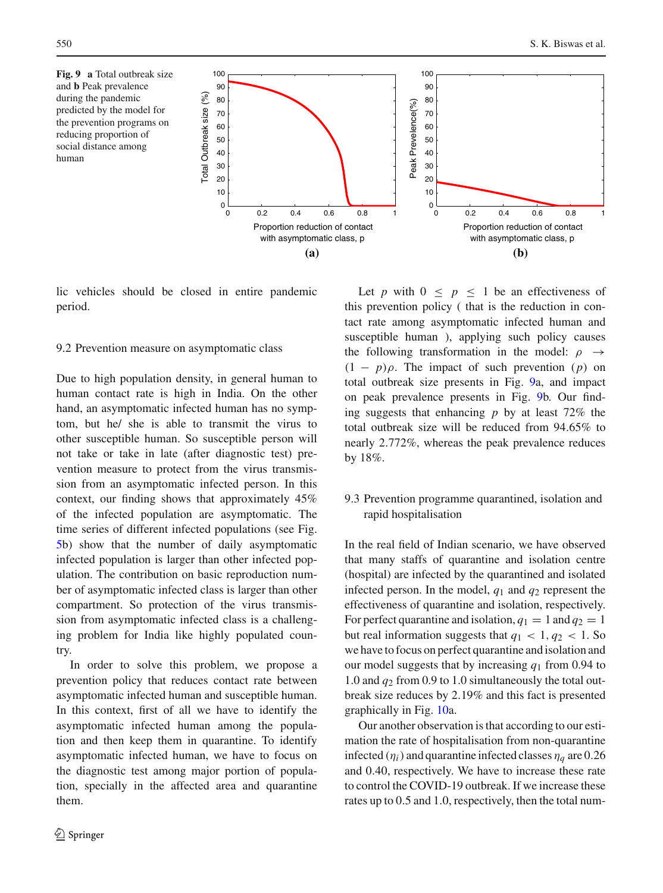**Fig. 9** **a** Total outbreak size and **b** Peak prevalence during the pandemic predicted by the model for the prevention programs on reducing proportion of social distance among human

lic vehicles should be closed in entire pandemic period.

### 9.2 Prevention measure on asymptomatic class

Due to high population density, in general human to human contact rate is high in India. On the other hand, an asymptomatic infected human has no symptom, but he/ she is able to transmit the virus to other susceptible human. So susceptible person will not take or take in late (after diagnostic test) prevention measure to protect from the virus transmission from an asymptomatic infected person. In this context, our finding shows that approximately 45% of the infected population are asymptomatic. The time series of different infected populations (see Fig. 5b) show that the number of daily asymptomatic infected population is larger than other infected population. The contribution on basic reproduction number of asymptomatic infected class is larger than other compartment. So protection of the virus transmission from asymptomatic infected class is a challenging problem for India like highly populated country.

In order to solve this problem, we propose a prevention policy that reduces contact rate between asymptomatic infected human and susceptible human. In this context, first of all we have to identify the asymptomatic infected human among the population and then keep them in quarantine. To identify asymptomatic infected human, we have to focus on the diagnostic test among major portion of population, specially in the affected area and quarantine them.

Let $p$ with $0 \leq p \leq 1$ be an effectiveness of this prevention policy ( that is the reduction in contact rate among asymptomatic infected human and susceptible human ), applying such policy causes the following transformation in the model: $\rho \rightarrow (1-p)\rho$. The impact of such prevention ($p$) on total outbreak size presents in Fig. 9a, and impact on peak prevalence presents in Fig. 9b. Our finding suggests that enhancing $p$ by at least 72% the total outbreak size will be reduced from 94.65% to nearly 2.772%, whereas the peak prevalence reduces by 18%.

### 9.3 Prevention programme quarantined, isolation and rapid hospitalisation

In the real field of Indian scenario, we have observed that many staffs of quarantine and isolation centre (hospital) are infected by the quarantined and isolated infected person. In the model, $q_1$ and $q_2$ represent the effectiveness of quarantine and isolation, respectively. For perfect quarantine and isolation, $q_1 = 1$ and $q_2 = 1$ but real information suggests that $q_1 < 1, q_2 < 1$. So we have to focus on perfect quarantine and isolation and our model suggests that by increasing $q_1$ from 0.94 to 1.0 and $q_2$ from 0.9 to 1.0 simultaneously the total outbreak size reduces by 2.19% and this fact is presented graphically in Fig. 10a.

Our another observation is that according to our estimation the rate of hospitalisation from non-quarantine infected ($\eta_i$) and quarantine infected classes $\eta_q$ are 0.26 and 0.40, respectively. We have to increase these rate to control the COVID-19 outbreak. If we increase these rates up to 0.5 and 1.0, respectively, then the total num-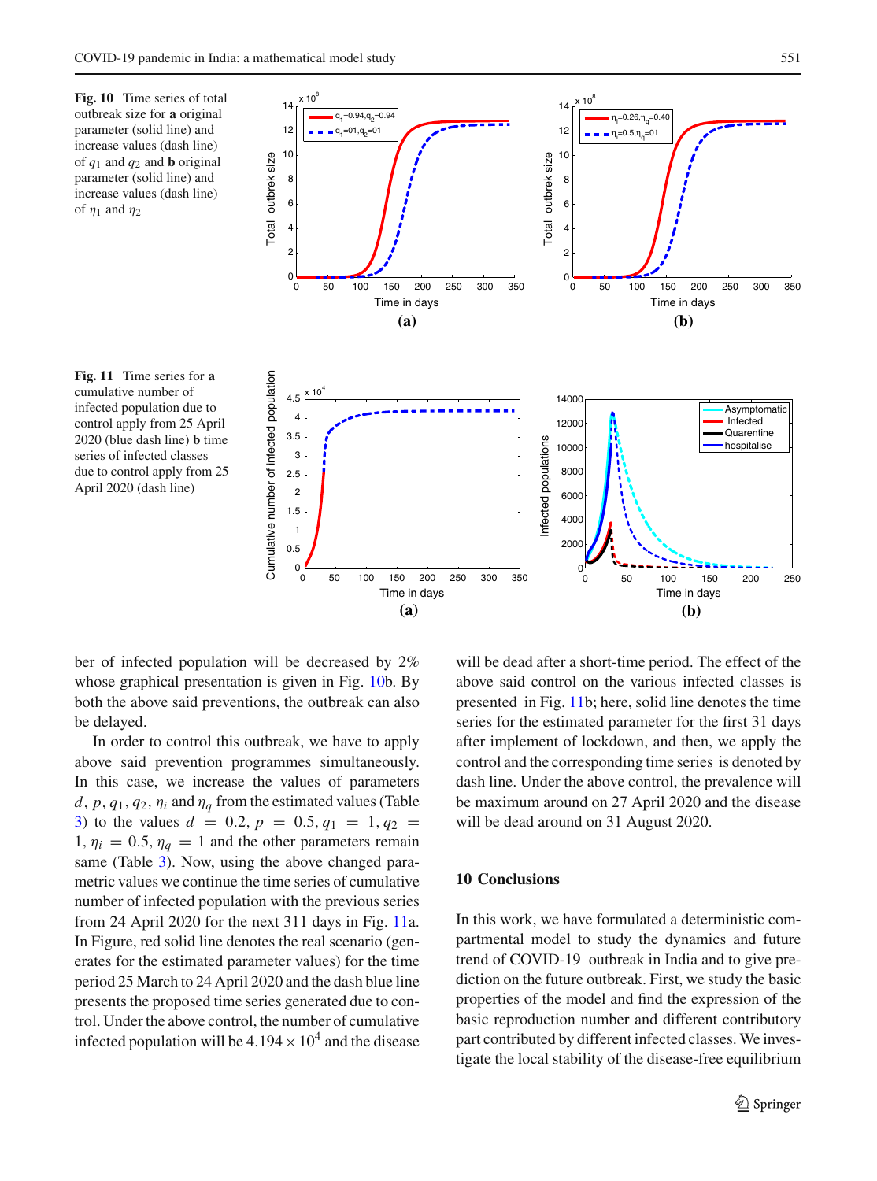**Fig. 10** Time series of total outbreak size for **a** original parameter (solid line) and increase values (dash line) of $q_1$ and $q_2$ and **b** original parameter (solid line) and increase values (dash line) of $\eta_1$ and $\eta_2$

**Fig. 11** Time series for **a** cumulative number of infected population due to control apply from 25 April 2020 (blue dash line) **b** time series of infected classes due to control apply from 25 April 2020 (dash line)

ber of infected population will be decreased by 2% whose graphical presentation is given in Fig. 10b. By both the above said preventions, the outbreak can also be delayed.

In order to control this outbreak, we have to apply above said prevention programmes simultaneously. In this case, we increase the values of parameters $d$, $p$, $q_1$, $q_2$, $\eta_i$ and $\eta_q$ from the estimated values (Table 3) to the values $d = 0.2$, $p = 0.5$, $q_1 = 1$, $q_2 = 1$, $\eta_i = 0.5$, $\eta_q = 1$ and the other parameters remain same (Table 3). Now, using the above changed parametric values we continue the time series of cumulative number of infected population with the previous series from 24 April 2020 for the next 311 days in Fig. 11a. In Figure, red solid line denotes the real scenario (generates for the estimated parameter values) for the time period 25 March to 24 April 2020 and the dash blue line presents the proposed time series generated due to control. Under the above control, the number of cumulative infected population will be $4.194 \times 10^4$ and the disease will be dead after a short-time period. The effect of the above said control on the various infected classes is presented in Fig. 11b; here, solid line denotes the time series for the estimated parameter for the first 31 days after implement of lockdown, and then, we apply the control and the corresponding time series is denoted by dash line. Under the above control, the prevalence will be maximum around on 27 April 2020 and the disease will be dead around on 31 August 2020.

## 10 Conclusions

In this work, we have formulated a deterministic compartmental model to study the dynamics and future trend of COVID-19 outbreak in India and to give prediction on the future outbreak. First, we study the basic properties of the model and find the expression of the basic reproduction number and different contributory part contributed by different infected classes. We investigate the local stability of the disease-free equilibrium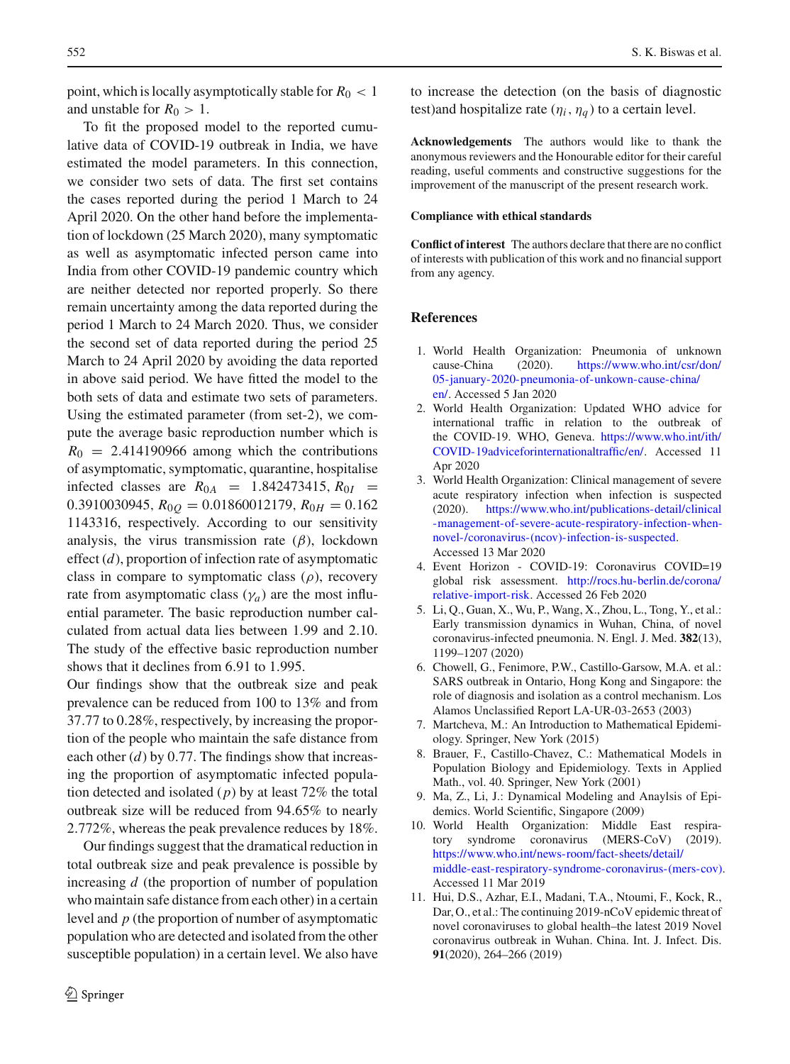point, which is locally asymptotically stable for $R_0 < 1$ and unstable for $R_0 > 1$.

To fit the proposed model to the reported cumulative data of COVID-19 outbreak in India, we have estimated the model parameters. In this connection, we consider two sets of data. The first set contains the cases reported during the period 1 March to 24 April 2020. On the other hand before the implementation of lockdown (25 March 2020), many symptomatic as well as asymptomatic infected person came into India from other COVID-19 pandemic country which are neither detected nor reported properly. So there remain uncertainty among the data reported during the period 1 March to 24 March 2020. Thus, we consider the second set of data reported during the period 25 March to 24 April 2020 by avoiding the data reported in above said period. We have fitted the model to the both sets of data and estimate two sets of parameters. Using the estimated parameter (from set-2), we compute the average basic reproduction number which is $R_0 = 2.414190966$ among which the contributions of asymptomatic, symptomatic, quarantine, hospitalise infected classes are $R_{0A} = 1.842473415$, $R_{0I} = 0.3910030945$, $R_{0Q} = 0.01860012179$, $R_{0H} = 0.1621143316$, respectively. According to our sensitivity analysis, the virus transmission rate ($\beta$), lockdown effect ($d$), proportion of infection rate of asymptomatic class in compare to symptomatic class ($\rho$), recovery rate from asymptomatic class ($\gamma_a$) are the most influential parameter. The basic reproduction number calculated from actual data lies between 1.99 and 2.10. The study of the effective basic reproduction number shows that it declines from 6.91 to 1.995.

Our findings show that the outbreak size and peak prevalence can be reduced from 100 to 13% and from 37.77 to 0.28%, respectively, by increasing the proportion of the people who maintain the safe distance from each other ($d$) by 0.77. The findings show that increasing the proportion of asymptomatic infected population detected and isolated ($p$) by at least 72% the total outbreak size will be reduced from 94.65% to nearly 2.772%, whereas the peak prevalence reduces by 18%.

Our findings suggest that the dramatical reduction in total outbreak size and peak prevalence is possible by increasing $d$ (the proportion of number of population who maintain safe distance from each other) in a certain level and $p$ (the proportion of number of asymptomatic population who are detected and isolated from the other susceptible population) in a certain level. We also have to increase the detection (on the basis of diagnostic test)and hospitalize rate ($\eta_i$, $\eta_q$) to a certain level.

**Acknowledgements** The authors would like to thank the anonymous reviewers and the Honourable editor for their careful reading, useful comments and constructive suggestions for the improvement of the manuscript of the present research work.

**Compliance with ethical standards**

**Conflict of interest** The authors declare that there are no conflict of interests with publication of this work and no financial support from any agency.

## References

1. World Health Organization: Pneumonia of unknown cause-China (2020). https://www.who.int/csr/don/05-january-2020-pneumonia-of-unkown-cause-china/en/. Accessed 5 Jan 2020
2. World Health Organization: Updated WHO advice for international traffic in relation to the outbreak of the COVID-19. WHO, Geneva. https://www.who.int/ith/COVID-19adviceforinternationaltraffic/en/. Accessed 11 Apr 2020
3. World Health Organization: Clinical management of severe acute respiratory infection when infection is suspected (2020). https://www.who.int/publications-detail/clinical-management-of-severe-acute-respiratory-infection-when-novel-/coronavirus-(ncov)-infection-is-suspected. Accessed 13 Mar 2020
4. Event Horizon - COVID-19: Coronavirus COVID=19 global risk assessment. http://rocs.hu-berlin.de/corona/relative-import-risk. Accessed 26 Feb 2020
5. Li, Q., Guan, X., Wu, P., Wang, X., Zhou, L., Tong, Y., et al.: Early transmission dynamics in Wuhan, China, of novel coronavirus-infected pneumonia. N. Engl. J. Med. **382**(13), 1199–1207 (2020)
6. Chowell, G., Fenimore, P.W., Castillo-Garsow, M.A. et al.: SARS outbreak in Ontario, Hong Kong and Singapore: the role of diagnosis and isolation as a control mechanism. Los Alamos Unclassified Report LA-UR-03-2653 (2003)
7. Martcheva, M.: An Introduction to Mathematical Epidemiology. Springer, New York (2015)
8. Brauer, F., Castillo-Chavez, C.: Mathematical Models in Population Biology and Epidemiology. Texts in Applied Math., vol. 40. Springer, New York (2001)
9. Ma, Z., Li, J.: Dynamical Modeling and Anaylsis of Epidemics. World Scientific, Singapore (2009)
10. World Health Organization: Middle East respiratory syndrome coronavirus (MERS-CoV) (2019). https://www.who.int/news-room/fact-sheets/detail/middle-east-respiratory-syndrome-coronavirus-(mers-cov). Accessed 11 Mar 2019
11. Hui, D.S., Azhar, E.I., Madani, T.A., Ntoumi, F., Kock, R., Dar, O., et al.: The continuing 2019-nCoV epidemic threat of novel coronaviruses to global health–the latest 2019 Novel coronavirus outbreak in Wuhan. China. Int. J. Infect. Dis. **91**(2020), 264–266 (2019)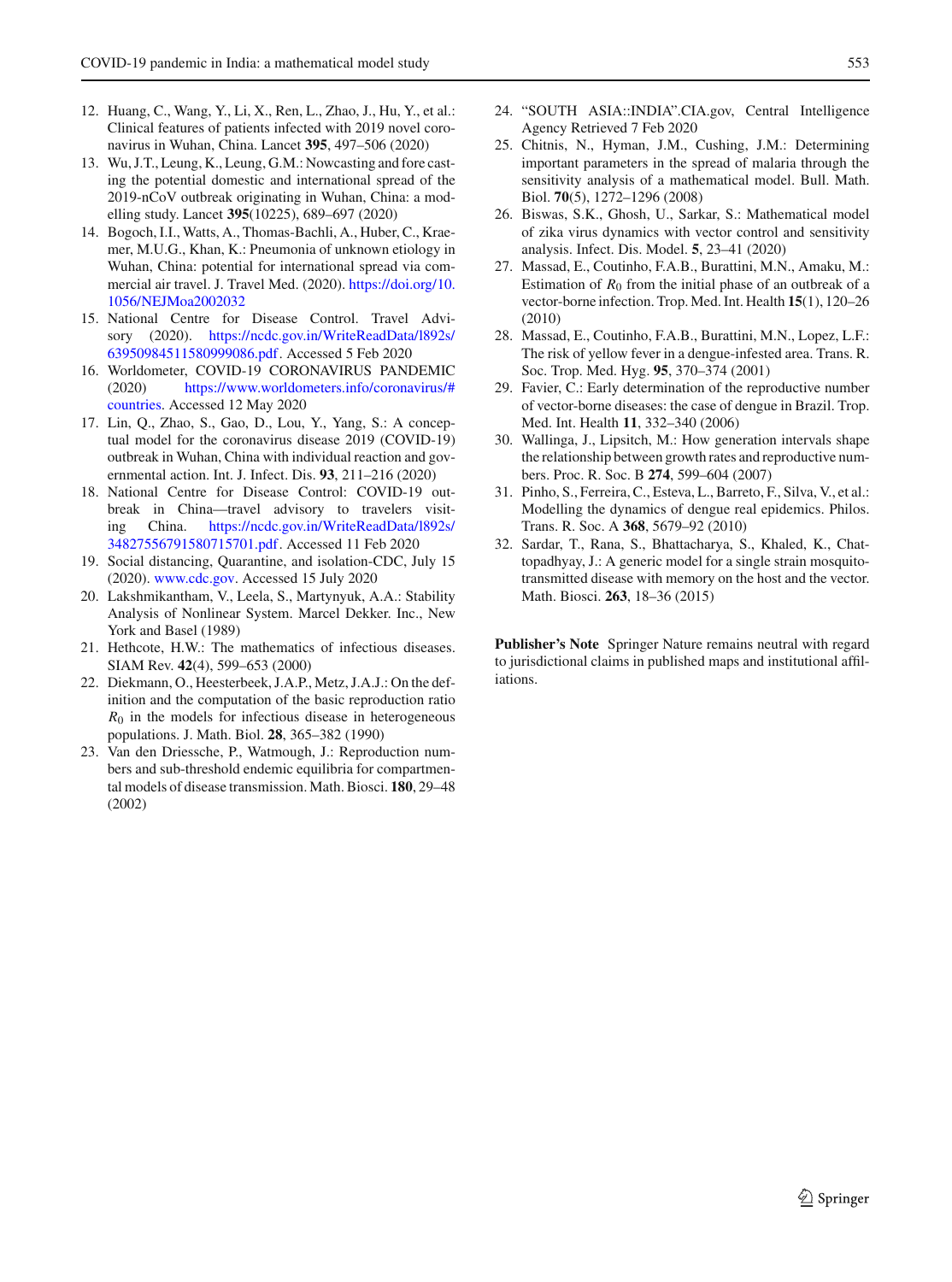12. Huang, C., Wang, Y., Li, X., Ren, L., Zhao, J., Hu, Y., et al.: Clinical features of patients infected with 2019 novel coronavirus in Wuhan, China. Lancet **395**, 497–506 (2020)
13. Wu, J.T., Leung, K., Leung, G.M.: Nowcasting and forecasting the potential domestic and international spread of the 2019-nCoV outbreak originating in Wuhan, China: a modelling study. Lancet **395**(10225), 689–697 (2020)
14. Bogoch, I.I., Watts, A., Thomas-Bachli, A., Huber, C., Kraemer, M.U.G., Khan, K.: Pneumonia of unknown etiology in Wuhan, China: potential for international spread via commercial air travel. J. Travel Med. (2020). https://doi.org/10.1056/NEJMoa2002032
15. National Centre for Disease Control. Travel Advisory (2020). https://ncdc.gov.in/WriteReadData/l892s/63950984511580999086.pdf. Accessed 5 Feb 2020
16. Worldometer, COVID-19 CORONAVIRUS PANDEMIC (2020) https://www.worldometers.info/coronavirus/#countries. Accessed 12 May 2020
17. Lin, Q., Zhao, S., Gao, D., Lou, Y., Yang, S.: A conceptual model for the coronavirus disease 2019 (COVID-19) outbreak in Wuhan, China with individual reaction and governmental action. Int. J. Infect. Dis. **93**, 211–216 (2020)
18. National Centre for Disease Control: COVID-19 outbreak in China—travel advisory to travelers visiting China. https://ncdc.gov.in/WriteReadData/l892s/34827556791580715701.pdf. Accessed 11 Feb 2020
19. Social distancing, Quarantine, and isolation-CDC, July 15 (2020). www.cdc.gov. Accessed 15 July 2020
20. Lakshmikantham, V., Leela, S., Martynyuk, A.A.: Stability Analysis of Nonlinear System. Marcel Dekker. Inc., New York and Basel (1989)
21. Hethcote, H.W.: The mathematics of infectious diseases. SIAM Rev. **42**(4), 599–653 (2000)
22. Diekmann, O., Heesterbeek, J.A.P., Metz, J.A.J.: On the definition and the computation of the basic reproduction ratio $R_0$ in the models for infectious disease in heterogeneous populations. J. Math. Biol. **28**, 365–382 (1990)
23. Van den Driessche, P., Watmough, J.: Reproduction numbers and sub-threshold endemic equilibria for compartmental models of disease transmission. Math. Biosci. **180**, 29–48 (2002)
24. "SOUTH ASIA::INDIA".CIA.gov, Central Intelligence Agency Retrieved 7 Feb 2020
25. Chitnis, N., Hyman, J.M., Cushing, J.M.: Determining important parameters in the spread of malaria through the sensitivity analysis of a mathematical model. Bull. Math. Biol. **70**(5), 1272–1296 (2008)
26. Biswas, S.K., Ghosh, U., Sarkar, S.: Mathematical model of zika virus dynamics with vector control and sensitivity analysis. Infect. Dis. Model. **5**, 23–41 (2020)
27. Massad, E., Coutinho, F.A.B., Burattini, M.N., Amaku, M.: Estimation of $R_0$ from the initial phase of an outbreak of a vector-borne infection. Trop. Med. Int. Health **15**(1), 120–26 (2010)
28. Massad, E., Coutinho, F.A.B., Burattini, M.N., Lopez, L.F.: The risk of yellow fever in a dengue-infested area. Trans. R. Soc. Trop. Med. Hyg. **95**, 370–374 (2001)
29. Favier, C.: Early determination of the reproductive number of vector-borne diseases: the case of dengue in Brazil. Trop. Med. Int. Health **11**, 332–340 (2006)
30. Wallinga, J., Lipsitch, M.: How generation intervals shape the relationship between growth rates and reproductive numbers. Proc. R. Soc. B **274**, 599–604 (2007)
31. Pinho, S., Ferreira, C., Esteva, L., Barreto, F., Silva, V., et al.: Modelling the dynamics of dengue real epidemics. Philos. Trans. R. Soc. A **368**, 5679–92 (2010)
32. Sardar, T., Rana, S., Bhattacharya, S., Khaled, K., Chattopadhyay, J.: A generic model for a single strain mosquito-transmitted disease with memory on the host and the vector. Math. Biosci. **263**, 18–36 (2015)

**Publisher's Note** Springer Nature remains neutral with regard to jurisdictional claims in published maps and institutional affiliations.